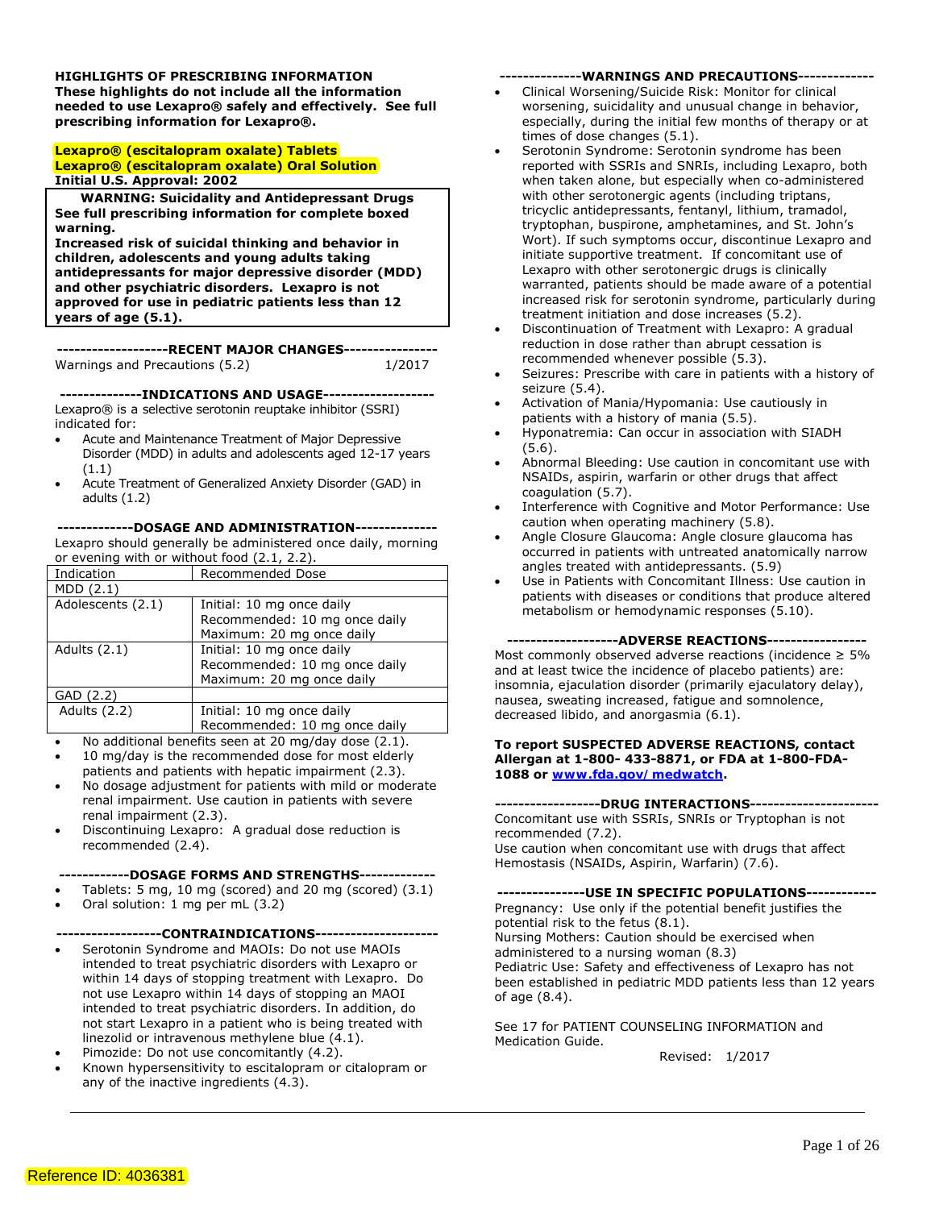**HIGHLIGHTS OF PRESCRIBING INFORMATION**
**These highlights do not include all the information needed to use Lexapro® safely and effectively. See full prescribing information for Lexapro®.**

**Lexapro® (escitalopram oxalate) Tablets**
**Lexapro® (escitalopram oxalate) Oral Solution**
**Initial U.S. Approval: 2002**

> **WARNING: Suicidality and Antidepressant Drugs**
> **See full prescribing information for complete boxed warning.**
> **Increased risk of suicidal thinking and behavior in children, adolescents and young adults taking antidepressants for major depressive disorder (MDD) and other psychiatric disorders. Lexapro is not approved for use in pediatric patients less than 12 years of age (5.1).**

**-------------------RECENT MAJOR CHANGES----------------**

Warnings and Precautions (5.2) 1/2017

**--------------INDICATIONS AND USAGE-------------------**

Lexapro® is a selective serotonin reuptake inhibitor (SSRI) indicated for:

- Acute and Maintenance Treatment of Major Depressive Disorder (MDD) in adults and adolescents aged 12-17 years (1.1)
- Acute Treatment of Generalized Anxiety Disorder (GAD) in adults (1.2)

**-------------DOSAGE AND ADMINISTRATION--------------**

Lexapro should generally be administered once daily, morning or evening with or without food (2.1, 2.2).

| Indication | Recommended Dose |
|---|---|
| MDD (2.1) | |
| Adolescents (2.1) | Initial: 10 mg once daily<br>Recommended: 10 mg once daily<br>Maximum: 20 mg once daily |
| Adults (2.1) | Initial: 10 mg once daily<br>Recommended: 10 mg once daily<br>Maximum: 20 mg once daily |
| GAD (2.2) | |
| Adults (2.2) | Initial: 10 mg once daily<br>Recommended: 10 mg once daily |

- No additional benefits seen at 20 mg/day dose (2.1).
- 10 mg/day is the recommended dose for most elderly patients and patients with hepatic impairment (2.3).
- No dosage adjustment for patients with mild or moderate renal impairment. Use caution in patients with severe renal impairment (2.3).
- Discontinuing Lexapro: A gradual dose reduction is recommended (2.4).

**------------DOSAGE FORMS AND STRENGTHS-------------**

- Tablets: 5 mg, 10 mg (scored) and 20 mg (scored) (3.1)
- Oral solution: 1 mg per mL (3.2)

**------------------CONTRAINDICATIONS--------------------**

- Serotonin Syndrome and MAOIs: Do not use MAOIs intended to treat psychiatric disorders with Lexapro or within 14 days of stopping treatment with Lexapro. Do not use Lexapro within 14 days of stopping an MAOI intended to treat psychiatric disorders. In addition, do not start Lexapro in a patient who is being treated with linezolid or intravenous methylene blue (4.1).
- Pimozide: Do not use concomitantly (4.2).
- Known hypersensitivity to escitalopram or citalopram or any of the inactive ingredients (4.3).

**--------------WARNINGS AND PRECAUTIONS-------------**

- Clinical Worsening/Suicide Risk: Monitor for clinical worsening, suicidality and unusual change in behavior, especially, during the initial few months of therapy or at times of dose changes (5.1).
- Serotonin Syndrome: Serotonin syndrome has been reported with SSRIs and SNRIs, including Lexapro, both when taken alone, but especially when co-administered with other serotonergic agents (including triptans, tricyclic antidepressants, fentanyl, lithium, tramadol, tryptophan, buspirone, amphetamines, and St. John's Wort). If such symptoms occur, discontinue Lexapro and initiate supportive treatment. If concomitant use of Lexapro with other serotonergic drugs is clinically warranted, patients should be made aware of a potential increased risk for serotonin syndrome, particularly during treatment initiation and dose increases (5.2).
- Discontinuation of Treatment with Lexapro: A gradual reduction in dose rather than abrupt cessation is recommended whenever possible (5.3).
- Seizures: Prescribe with care in patients with a history of seizure (5.4).
- Activation of Mania/Hypomania: Use cautiously in patients with a history of mania (5.5).
- Hyponatremia: Can occur in association with SIADH (5.6).
- Abnormal Bleeding: Use caution in concomitant use with NSAIDs, aspirin, warfarin or other drugs that affect coagulation (5.7).
- Interference with Cognitive and Motor Performance: Use caution when operating machinery (5.8).
- Angle Closure Glaucoma: Angle closure glaucoma has occurred in patients with untreated anatomically narrow angles treated with antidepressants. (5.9)
- Use in Patients with Concomitant Illness: Use caution in patients with diseases or conditions that produce altered metabolism or hemodynamic responses (5.10).

**-------------------ADVERSE REACTIONS-----------------**

Most commonly observed adverse reactions (incidence ≥ 5% and at least twice the incidence of placebo patients) are: insomnia, ejaculation disorder (primarily ejaculatory delay), nausea, sweating increased, fatigue and somnolence, decreased libido, and anorgasmia (6.1).

**To report SUSPECTED ADVERSE REACTIONS, contact Allergan at 1-800- 433-8871, or FDA at 1-800-FDA-1088 or [www.fda.gov/medwatch](http://www.fda.gov/medwatch).**

**------------------DRUG INTERACTIONS----------------------**

Concomitant use with SSRIs, SNRIs or Tryptophan is not recommended (7.2).
Use caution when concomitant use with drugs that affect Hemostasis (NSAIDs, Aspirin, Warfarin) (7.6).

**---------------USE IN SPECIFIC POPULATIONS------------**

Pregnancy: Use only if the potential benefit justifies the potential risk to the fetus (8.1).
Nursing Mothers: Caution should be exercised when administered to a nursing woman (8.3)
Pediatric Use: Safety and effectiveness of Lexapro has not been established in pediatric MDD patients less than 12 years of age (8.4).

See 17 for PATIENT COUNSELING INFORMATION and Medication Guide.

Revised: 1/2017

Reference ID: 4036381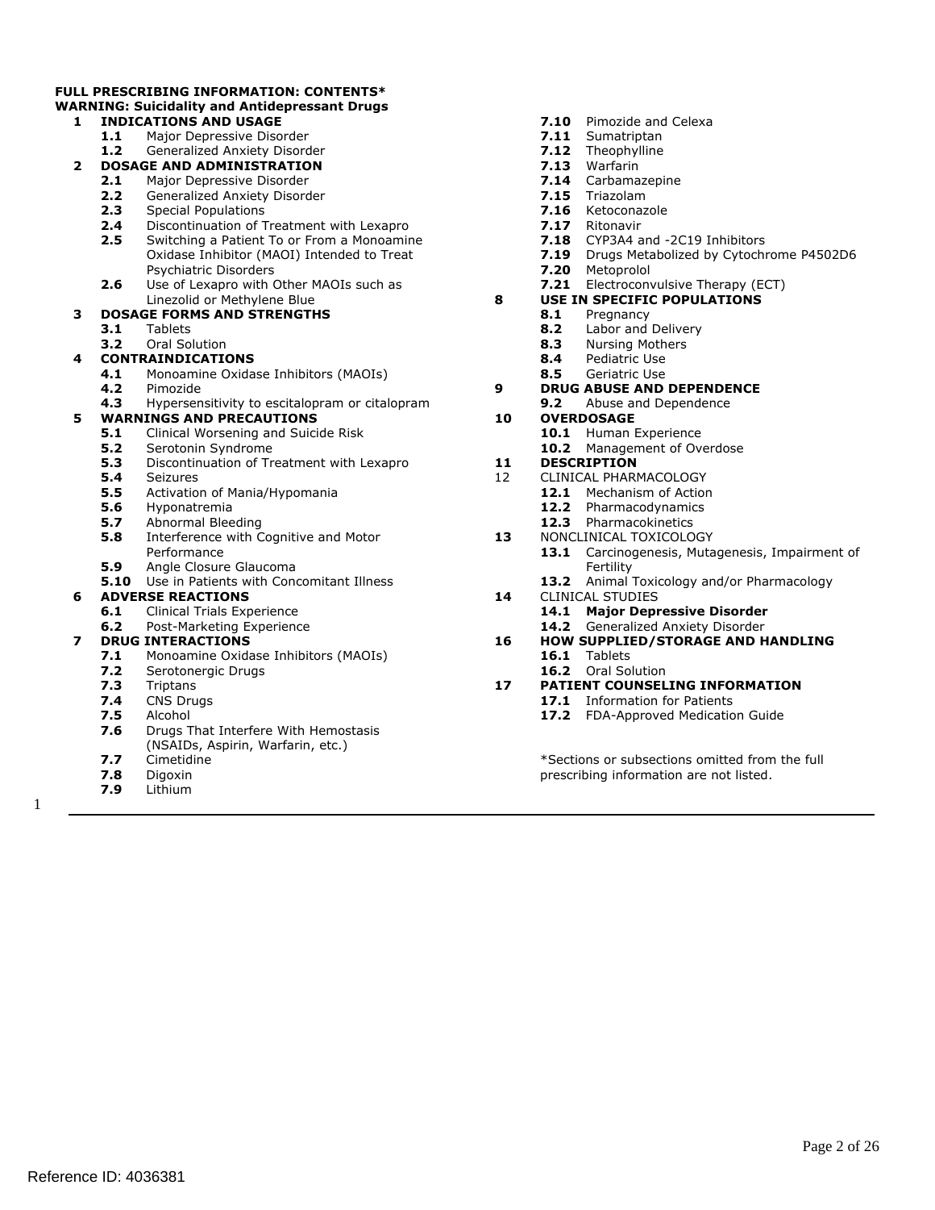**FULL PRESCRIBING INFORMATION: CONTENTS***

**WARNING: Suicidality and Antidepressant Drugs**

**1 INDICATIONS AND USAGE**
- **1.1** Major Depressive Disorder
- **1.2** Generalized Anxiety Disorder

**2 DOSAGE AND ADMINISTRATION**
- **2.1** Major Depressive Disorder
- **2.2** Generalized Anxiety Disorder
- **2.3** Special Populations
- **2.4** Discontinuation of Treatment with Lexapro
- **2.5** Switching a Patient To or From a Monoamine Oxidase Inhibitor (MAOI) Intended to Treat Psychiatric Disorders
- **2.6** Use of Lexapro with Other MAOIs such as Linezolid or Methylene Blue

**3 DOSAGE FORMS AND STRENGTHS**
- **3.1** Tablets
- **3.2** Oral Solution

**4 CONTRAINDICATIONS**
- **4.1** Monoamine Oxidase Inhibitors (MAOIs)
- **4.2** Pimozide
- **4.3** Hypersensitivity to escitalopram or citalopram

**5 WARNINGS AND PRECAUTIONS**
- **5.1** Clinical Worsening and Suicide Risk
- **5.2** Serotonin Syndrome
- **5.3** Discontinuation of Treatment with Lexapro
- **5.4** Seizures
- **5.5** Activation of Mania/Hypomania
- **5.6** Hyponatremia
- **5.7** Abnormal Bleeding
- **5.8** Interference with Cognitive and Motor Performance
- **5.9** Angle Closure Glaucoma
- **5.10** Use in Patients with Concomitant Illness

**6 ADVERSE REACTIONS**
- **6.1** Clinical Trials Experience
- **6.2** Post-Marketing Experience

**7 DRUG INTERACTIONS**
- **7.1** Monoamine Oxidase Inhibitors (MAOIs)
- **7.2** Serotonergic Drugs
- **7.3** Triptans
- **7.4** CNS Drugs
- **7.5** Alcohol
- **7.6** Drugs That Interfere With Hemostasis (NSAIDs, Aspirin, Warfarin, etc.)
- **7.7** Cimetidine
- **7.8** Digoxin
- **7.9** Lithium
- **7.10** Pimozide and Celexa
- **7.11** Sumatriptan
- **7.12** Theophylline
- **7.13** Warfarin
- **7.14** Carbamazepine
- **7.15** Triazolam
- **7.16** Ketoconazole
- **7.17** Ritonavir
- **7.18** CYP3A4 and -2C19 Inhibitors
- **7.19** Drugs Metabolized by Cytochrome P4502D6
- **7.20** Metoprolol
- **7.21** Electroconvulsive Therapy (ECT)

**8 USE IN SPECIFIC POPULATIONS**
- **8.1** Pregnancy
- **8.2** Labor and Delivery
- **8.3** Nursing Mothers
- **8.4** Pediatric Use
- **8.5** Geriatric Use

**9 DRUG ABUSE AND DEPENDENCE**
- **9.2** Abuse and Dependence

**10 OVERDOSAGE**
- **10.1** Human Experience
- **10.2** Management of Overdose

**11 DESCRIPTION**

12 CLINICAL PHARMACOLOGY
- **12.1** Mechanism of Action
- **12.2** Pharmacodynamics
- **12.3** Pharmacokinetics

**13** NONCLINICAL TOXICOLOGY
- **13.1** Carcinogenesis, Mutagenesis, Impairment of Fertility
- **13.2** Animal Toxicology and/or Pharmacology

**14** CLINICAL STUDIES
- **14.1 Major Depressive Disorder**
- **14.2** Generalized Anxiety Disorder

**16 HOW SUPPLIED/STORAGE AND HANDLING**
- **16.1** Tablets
- **16.2** Oral Solution

**17 PATIENT COUNSELING INFORMATION**
- **17.1** Information for Patients
- **17.2** FDA-Approved Medication Guide

*Sections or subsections omitted from the full prescribing information are not listed.

Reference ID: 4036381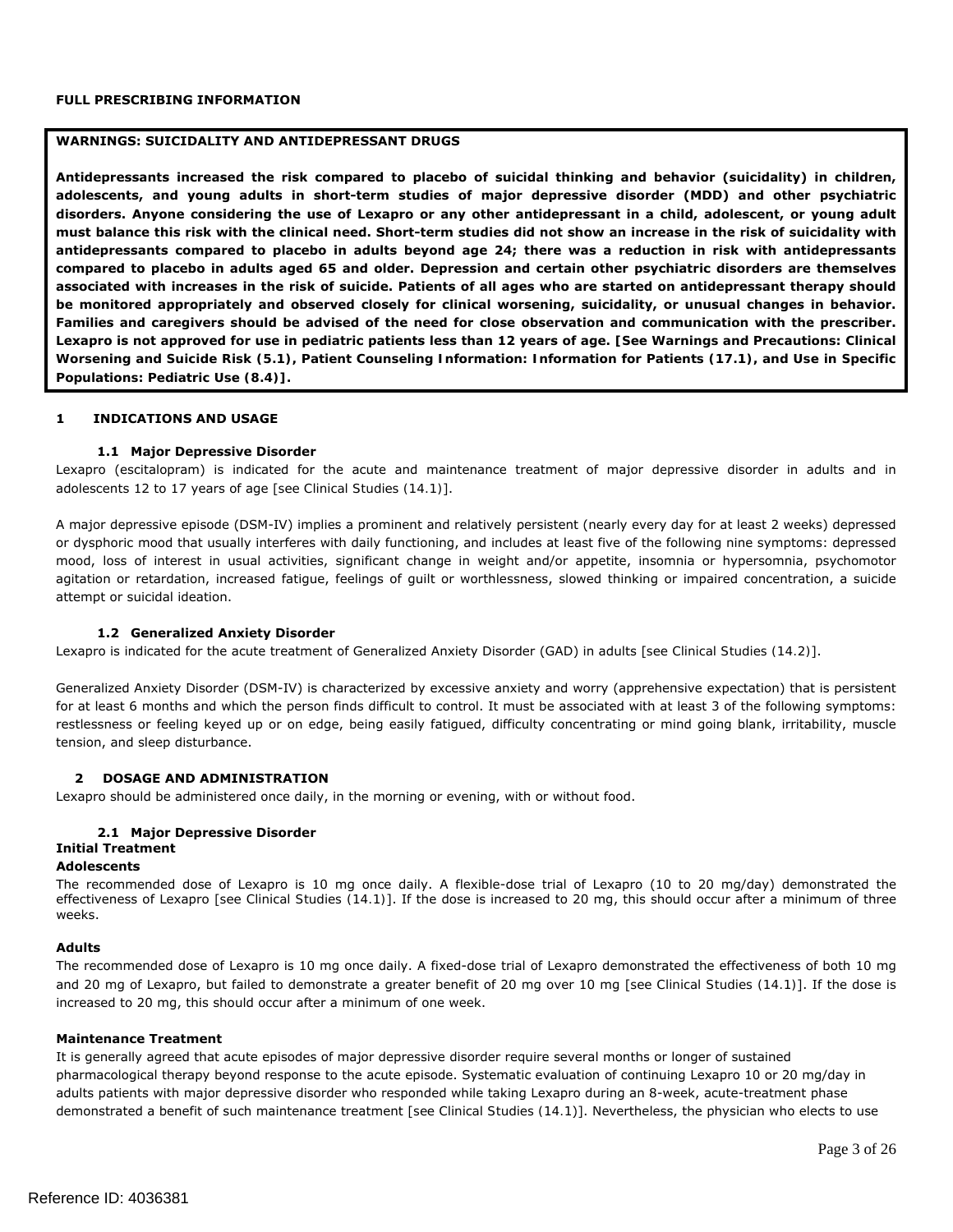## FULL PRESCRIBING INFORMATION

**WARNINGS: SUICIDALITY AND ANTIDEPRESSANT DRUGS**

**Antidepressants increased the risk compared to placebo of suicidal thinking and behavior (suicidality) in children, adolescents, and young adults in short-term studies of major depressive disorder (MDD) and other psychiatric disorders. Anyone considering the use of Lexapro or any other antidepressant in a child, adolescent, or young adult must balance this risk with the clinical need. Short-term studies did not show an increase in the risk of suicidality with antidepressants compared to placebo in adults beyond age 24; there was a reduction in risk with antidepressants compared to placebo in adults aged 65 and older. Depression and certain other psychiatric disorders are themselves associated with increases in the risk of suicide. Patients of all ages who are started on antidepressant therapy should be monitored appropriately and observed closely for clinical worsening, suicidality, or unusual changes in behavior. Families and caregivers should be advised of the need for close observation and communication with the prescriber. Lexapro is not approved for use in pediatric patients less than 12 years of age. [See Warnings and Precautions: Clinical Worsening and Suicide Risk (5.1), Patient Counseling Information: Information for Patients (17.1), and Use in Specific Populations: Pediatric Use (8.4)].**

## 1 INDICATIONS AND USAGE

### 1.1 Major Depressive Disorder

Lexapro (escitalopram) is indicated for the acute and maintenance treatment of major depressive disorder in adults and in adolescents 12 to 17 years of age [see Clinical Studies (14.1)].

A major depressive episode (DSM-IV) implies a prominent and relatively persistent (nearly every day for at least 2 weeks) depressed or dysphoric mood that usually interferes with daily functioning, and includes at least five of the following nine symptoms: depressed mood, loss of interest in usual activities, significant change in weight and/or appetite, insomnia or hypersomnia, psychomotor agitation or retardation, increased fatigue, feelings of guilt or worthlessness, slowed thinking or impaired concentration, a suicide attempt or suicidal ideation.

### 1.2 Generalized Anxiety Disorder

Lexapro is indicated for the acute treatment of Generalized Anxiety Disorder (GAD) in adults [see Clinical Studies (14.2)].

Generalized Anxiety Disorder (DSM-IV) is characterized by excessive anxiety and worry (apprehensive expectation) that is persistent for at least 6 months and which the person finds difficult to control. It must be associated with at least 3 of the following symptoms: restlessness or feeling keyed up or on edge, being easily fatigued, difficulty concentrating or mind going blank, irritability, muscle tension, and sleep disturbance.

## 2 DOSAGE AND ADMINISTRATION

Lexapro should be administered once daily, in the morning or evening, with or without food.

### 2.1 Major Depressive Disorder

**Initial Treatment**

**Adolescents**

The recommended dose of Lexapro is 10 mg once daily. A flexible-dose trial of Lexapro (10 to 20 mg/day) demonstrated the effectiveness of Lexapro [see Clinical Studies (14.1)]. If the dose is increased to 20 mg, this should occur after a minimum of three weeks.

**Adults**

The recommended dose of Lexapro is 10 mg once daily. A fixed-dose trial of Lexapro demonstrated the effectiveness of both 10 mg and 20 mg of Lexapro, but failed to demonstrate a greater benefit of 20 mg over 10 mg [see Clinical Studies (14.1)]. If the dose is increased to 20 mg, this should occur after a minimum of one week.

**Maintenance Treatment**

It is generally agreed that acute episodes of major depressive disorder require several months or longer of sustained pharmacological therapy beyond response to the acute episode. Systematic evaluation of continuing Lexapro 10 or 20 mg/day in adults patients with major depressive disorder who responded while taking Lexapro during an 8-week, acute-treatment phase demonstrated a benefit of such maintenance treatment [see Clinical Studies (14.1)]. Nevertheless, the physician who elects to use

Reference ID: 4036381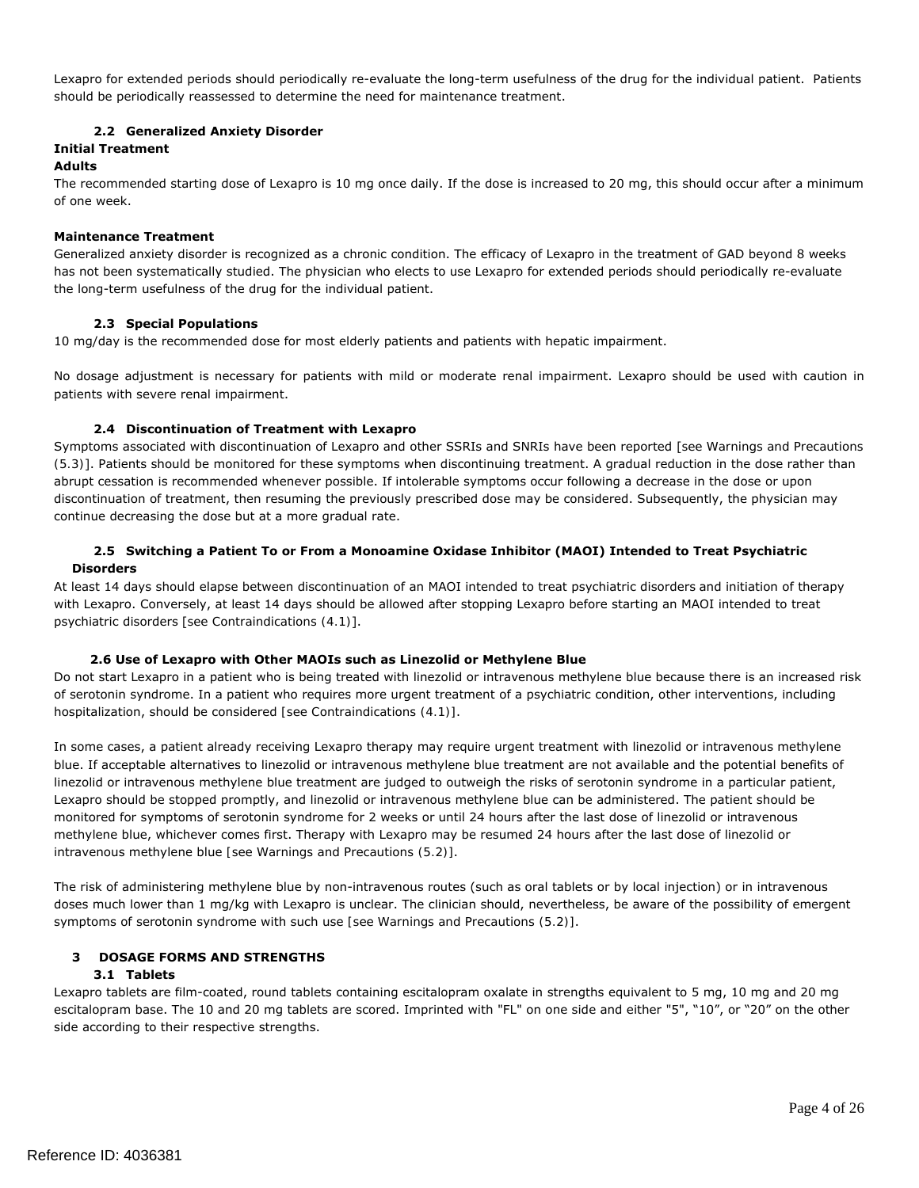Lexapro for extended periods should periodically re-evaluate the long-term usefulness of the drug for the individual patient. Patients should be periodically reassessed to determine the need for maintenance treatment.

### 2.2 Generalized Anxiety Disorder

**Initial Treatment**

**Adults**

The recommended starting dose of Lexapro is 10 mg once daily. If the dose is increased to 20 mg, this should occur after a minimum of one week.

**Maintenance Treatment**

Generalized anxiety disorder is recognized as a chronic condition. The efficacy of Lexapro in the treatment of GAD beyond 8 weeks has not been systematically studied. The physician who elects to use Lexapro for extended periods should periodically re-evaluate the long-term usefulness of the drug for the individual patient.

### 2.3 Special Populations

10 mg/day is the recommended dose for most elderly patients and patients with hepatic impairment.

No dosage adjustment is necessary for patients with mild or moderate renal impairment. Lexapro should be used with caution in patients with severe renal impairment.

### 2.4 Discontinuation of Treatment with Lexapro

Symptoms associated with discontinuation of Lexapro and other SSRIs and SNRIs have been reported [see Warnings and Precautions (5.3)]. Patients should be monitored for these symptoms when discontinuing treatment. A gradual reduction in the dose rather than abrupt cessation is recommended whenever possible. If intolerable symptoms occur following a decrease in the dose or upon discontinuation of treatment, then resuming the previously prescribed dose may be considered. Subsequently, the physician may continue decreasing the dose but at a more gradual rate.

### 2.5 Switching a Patient To or From a Monoamine Oxidase Inhibitor (MAOI) Intended to Treat Psychiatric Disorders

At least 14 days should elapse between discontinuation of an MAOI intended to treat psychiatric disorders and initiation of therapy with Lexapro. Conversely, at least 14 days should be allowed after stopping Lexapro before starting an MAOI intended to treat psychiatric disorders [see Contraindications (4.1)].

### 2.6 Use of Lexapro with Other MAOIs such as Linezolid or Methylene Blue

Do not start Lexapro in a patient who is being treated with linezolid or intravenous methylene blue because there is an increased risk of serotonin syndrome. In a patient who requires more urgent treatment of a psychiatric condition, other interventions, including hospitalization, should be considered [see Contraindications (4.1)].

In some cases, a patient already receiving Lexapro therapy may require urgent treatment with linezolid or intravenous methylene blue. If acceptable alternatives to linezolid or intravenous methylene blue treatment are not available and the potential benefits of linezolid or intravenous methylene blue treatment are judged to outweigh the risks of serotonin syndrome in a particular patient, Lexapro should be stopped promptly, and linezolid or intravenous methylene blue can be administered. The patient should be monitored for symptoms of serotonin syndrome for 2 weeks or until 24 hours after the last dose of linezolid or intravenous methylene blue, whichever comes first. Therapy with Lexapro may be resumed 24 hours after the last dose of linezolid or intravenous methylene blue [see Warnings and Precautions (5.2)].

The risk of administering methylene blue by non-intravenous routes (such as oral tablets or by local injection) or in intravenous doses much lower than 1 mg/kg with Lexapro is unclear. The clinician should, nevertheless, be aware of the possibility of emergent symptoms of serotonin syndrome with such use [see Warnings and Precautions (5.2)].

## 3 DOSAGE FORMS AND STRENGTHS

### 3.1 Tablets

Lexapro tablets are film-coated, round tablets containing escitalopram oxalate in strengths equivalent to 5 mg, 10 mg and 20 mg escitalopram base. The 10 and 20 mg tablets are scored. Imprinted with "FL" on one side and either "5", "10", or "20" on the other side according to their respective strengths.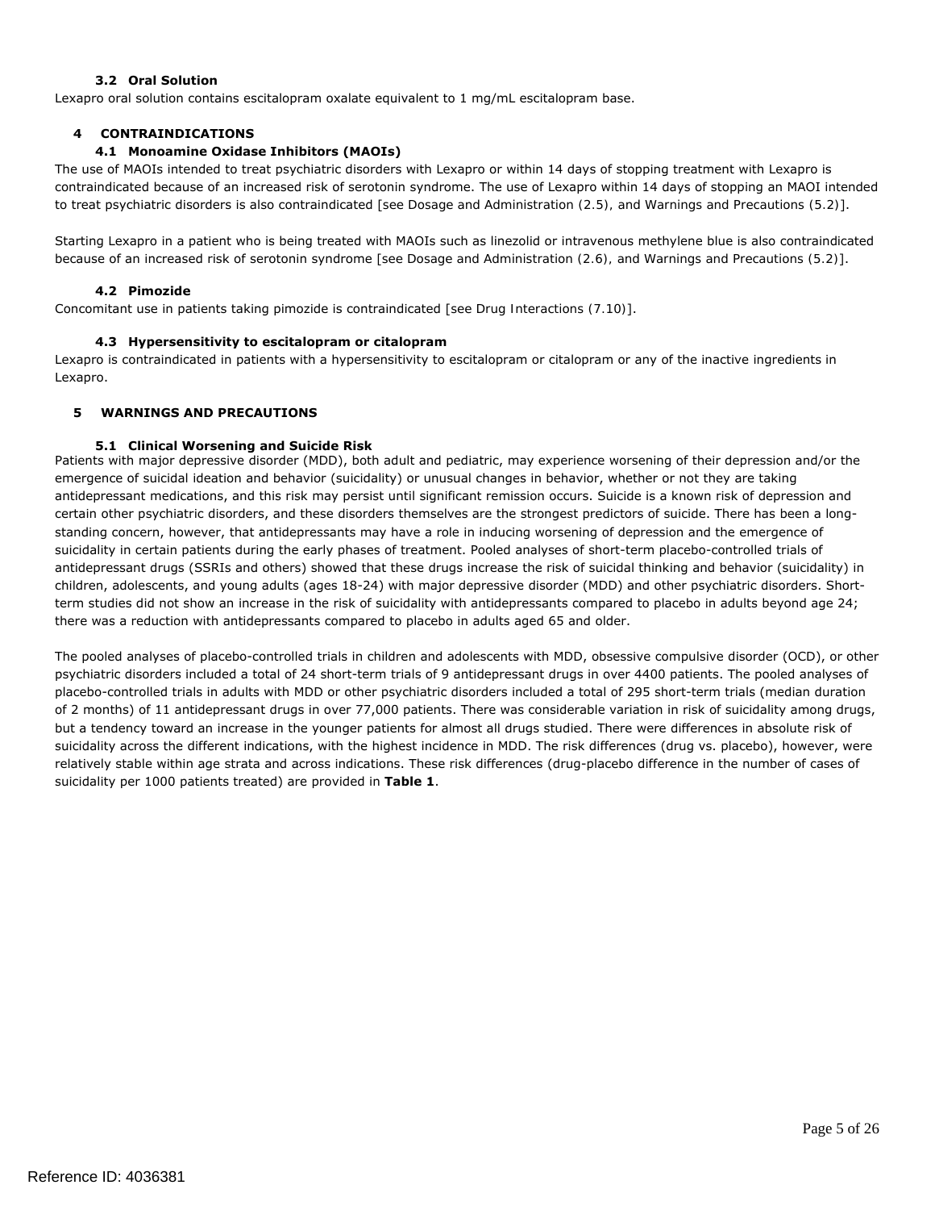### 3.2 Oral Solution

Lexapro oral solution contains escitalopram oxalate equivalent to 1 mg/mL escitalopram base.

## 4 CONTRAINDICATIONS

### 4.1 Monoamine Oxidase Inhibitors (MAOIs)

The use of MAOIs intended to treat psychiatric disorders with Lexapro or within 14 days of stopping treatment with Lexapro is contraindicated because of an increased risk of serotonin syndrome. The use of Lexapro within 14 days of stopping an MAOI intended to treat psychiatric disorders is also contraindicated [see Dosage and Administration (2.5), and Warnings and Precautions (5.2)].

Starting Lexapro in a patient who is being treated with MAOIs such as linezolid or intravenous methylene blue is also contraindicated because of an increased risk of serotonin syndrome [see Dosage and Administration (2.6), and Warnings and Precautions (5.2)].

### 4.2 Pimozide

Concomitant use in patients taking pimozide is contraindicated [see Drug Interactions (7.10)].

### 4.3 Hypersensitivity to escitalopram or citalopram

Lexapro is contraindicated in patients with a hypersensitivity to escitalopram or citalopram or any of the inactive ingredients in Lexapro.

## 5 WARNINGS AND PRECAUTIONS

### 5.1 Clinical Worsening and Suicide Risk

Patients with major depressive disorder (MDD), both adult and pediatric, may experience worsening of their depression and/or the emergence of suicidal ideation and behavior (suicidality) or unusual changes in behavior, whether or not they are taking antidepressant medications, and this risk may persist until significant remission occurs. Suicide is a known risk of depression and certain other psychiatric disorders, and these disorders themselves are the strongest predictors of suicide. There has been a long-standing concern, however, that antidepressants may have a role in inducing worsening of depression and the emergence of suicidality in certain patients during the early phases of treatment. Pooled analyses of short-term placebo-controlled trials of antidepressant drugs (SSRIs and others) showed that these drugs increase the risk of suicidal thinking and behavior (suicidality) in children, adolescents, and young adults (ages 18-24) with major depressive disorder (MDD) and other psychiatric disorders. Short-term studies did not show an increase in the risk of suicidality with antidepressants compared to placebo in adults beyond age 24; there was a reduction with antidepressants compared to placebo in adults aged 65 and older.

The pooled analyses of placebo-controlled trials in children and adolescents with MDD, obsessive compulsive disorder (OCD), or other psychiatric disorders included a total of 24 short-term trials of 9 antidepressant drugs in over 4400 patients. The pooled analyses of placebo-controlled trials in adults with MDD or other psychiatric disorders included a total of 295 short-term trials (median duration of 2 months) of 11 antidepressant drugs in over 77,000 patients. There was considerable variation in risk of suicidality among drugs, but a tendency toward an increase in the younger patients for almost all drugs studied. There were differences in absolute risk of suicidality across the different indications, with the highest incidence in MDD. The risk differences (drug vs. placebo), however, were relatively stable within age strata and across indications. These risk differences (drug-placebo difference in the number of cases of suicidality per 1000 patients treated) are provided in **Table 1**.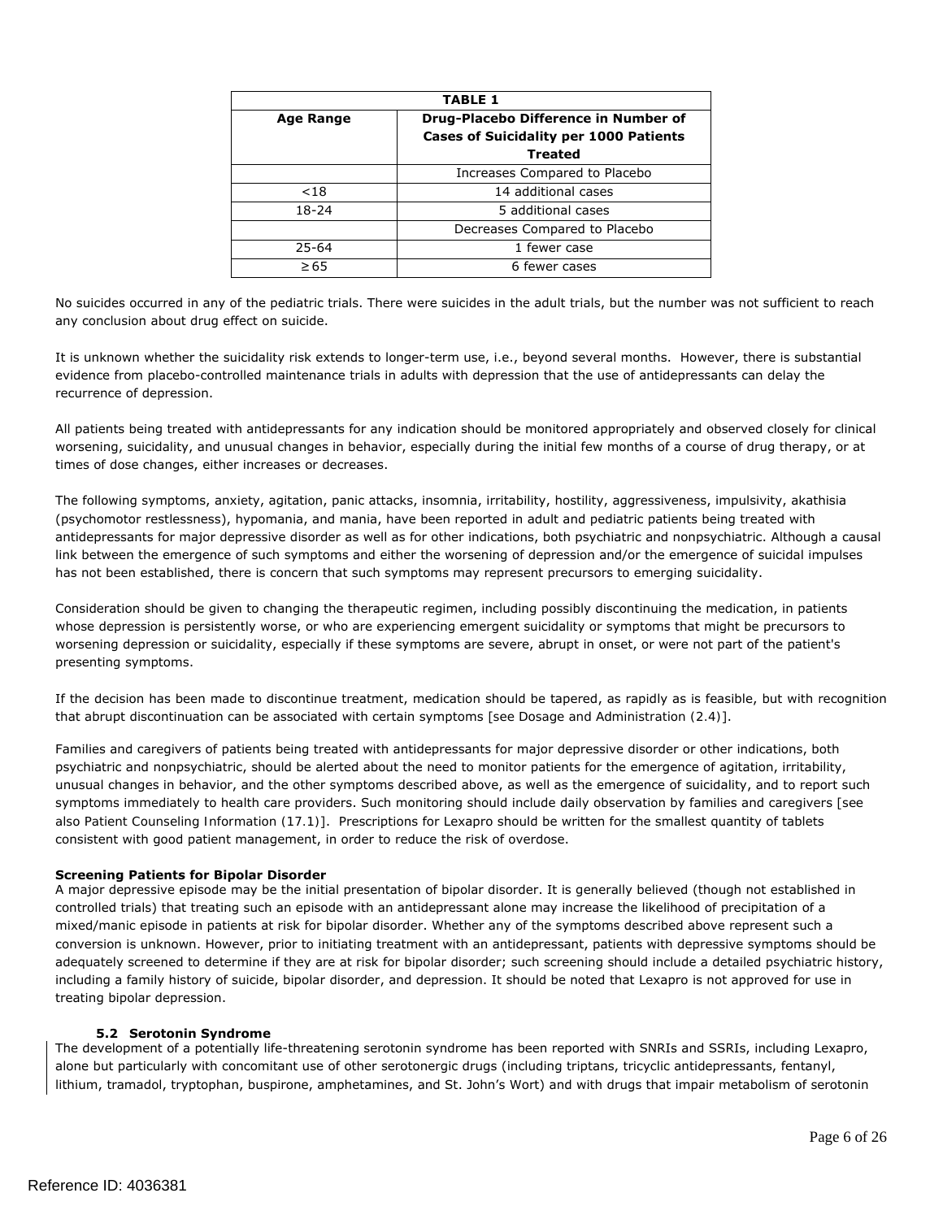| TABLE 1 | |
|---|---|
| **Age Range** | **Drug-Placebo Difference in Number of Cases of Suicidality per 1000 Patients Treated** |
| | Increases Compared to Placebo |
| <18 | 14 additional cases |
| 18-24 | 5 additional cases |
| | Decreases Compared to Placebo |
| 25-64 | 1 fewer case |
| ≥65 | 6 fewer cases |

No suicides occurred in any of the pediatric trials. There were suicides in the adult trials, but the number was not sufficient to reach any conclusion about drug effect on suicide.

It is unknown whether the suicidality risk extends to longer-term use, i.e., beyond several months. However, there is substantial evidence from placebo-controlled maintenance trials in adults with depression that the use of antidepressants can delay the recurrence of depression.

All patients being treated with antidepressants for any indication should be monitored appropriately and observed closely for clinical worsening, suicidality, and unusual changes in behavior, especially during the initial few months of a course of drug therapy, or at times of dose changes, either increases or decreases.

The following symptoms, anxiety, agitation, panic attacks, insomnia, irritability, hostility, aggressiveness, impulsivity, akathisia (psychomotor restlessness), hypomania, and mania, have been reported in adult and pediatric patients being treated with antidepressants for major depressive disorder as well as for other indications, both psychiatric and nonpsychiatric. Although a causal link between the emergence of such symptoms and either the worsening of depression and/or the emergence of suicidal impulses has not been established, there is concern that such symptoms may represent precursors to emerging suicidality.

Consideration should be given to changing the therapeutic regimen, including possibly discontinuing the medication, in patients whose depression is persistently worse, or who are experiencing emergent suicidality or symptoms that might be precursors to worsening depression or suicidality, especially if these symptoms are severe, abrupt in onset, or were not part of the patient's presenting symptoms.

If the decision has been made to discontinue treatment, medication should be tapered, as rapidly as is feasible, but with recognition that abrupt discontinuation can be associated with certain symptoms [see Dosage and Administration (2.4)].

Families and caregivers of patients being treated with antidepressants for major depressive disorder or other indications, both psychiatric and nonpsychiatric, should be alerted about the need to monitor patients for the emergence of agitation, irritability, unusual changes in behavior, and the other symptoms described above, as well as the emergence of suicidality, and to report such symptoms immediately to health care providers. Such monitoring should include daily observation by families and caregivers [see also Patient Counseling Information (17.1)]. Prescriptions for Lexapro should be written for the smallest quantity of tablets consistent with good patient management, in order to reduce the risk of overdose.

**Screening Patients for Bipolar Disorder**

A major depressive episode may be the initial presentation of bipolar disorder. It is generally believed (though not established in controlled trials) that treating such an episode with an antidepressant alone may increase the likelihood of precipitation of a mixed/manic episode in patients at risk for bipolar disorder. Whether any of the symptoms described above represent such a conversion is unknown. However, prior to initiating treatment with an antidepressant, patients with depressive symptoms should be adequately screened to determine if they are at risk for bipolar disorder; such screening should include a detailed psychiatric history, including a family history of suicide, bipolar disorder, and depression. It should be noted that Lexapro is not approved for use in treating bipolar depression.

### 5.2 Serotonin Syndrome

The development of a potentially life-threatening serotonin syndrome has been reported with SNRIs and SSRIs, including Lexapro, alone but particularly with concomitant use of other serotonergic drugs (including triptans, tricyclic antidepressants, fentanyl, lithium, tramadol, tryptophan, buspirone, amphetamines, and St. John's Wort) and with drugs that impair metabolism of serotonin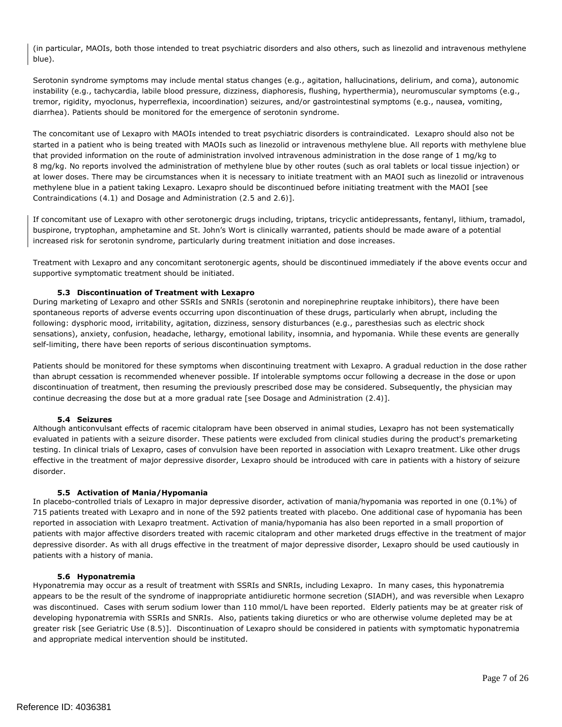(in particular, MAOIs, both those intended to treat psychiatric disorders and also others, such as linezolid and intravenous methylene blue).

Serotonin syndrome symptoms may include mental status changes (e.g., agitation, hallucinations, delirium, and coma), autonomic instability (e.g., tachycardia, labile blood pressure, dizziness, diaphoresis, flushing, hyperthermia), neuromuscular symptoms (e.g., tremor, rigidity, myoclonus, hyperreflexia, incoordination) seizures, and/or gastrointestinal symptoms (e.g., nausea, vomiting, diarrhea). Patients should be monitored for the emergence of serotonin syndrome.

The concomitant use of Lexapro with MAOIs intended to treat psychiatric disorders is contraindicated. Lexapro should also not be started in a patient who is being treated with MAOIs such as linezolid or intravenous methylene blue. All reports with methylene blue that provided information on the route of administration involved intravenous administration in the dose range of 1 mg/kg to 8 mg/kg. No reports involved the administration of methylene blue by other routes (such as oral tablets or local tissue injection) or at lower doses. There may be circumstances when it is necessary to initiate treatment with an MAOI such as linezolid or intravenous methylene blue in a patient taking Lexapro. Lexapro should be discontinued before initiating treatment with the MAOI [see Contraindications (4.1) and Dosage and Administration (2.5 and 2.6)].

If concomitant use of Lexapro with other serotonergic drugs including, triptans, tricyclic antidepressants, fentanyl, lithium, tramadol, buspirone, tryptophan, amphetamine and St. John's Wort is clinically warranted, patients should be made aware of a potential increased risk for serotonin syndrome, particularly during treatment initiation and dose increases.

Treatment with Lexapro and any concomitant serotonergic agents, should be discontinued immediately if the above events occur and supportive symptomatic treatment should be initiated.

### 5.3 Discontinuation of Treatment with Lexapro

During marketing of Lexapro and other SSRIs and SNRIs (serotonin and norepinephrine reuptake inhibitors), there have been spontaneous reports of adverse events occurring upon discontinuation of these drugs, particularly when abrupt, including the following: dysphoric mood, irritability, agitation, dizziness, sensory disturbances (e.g., paresthesias such as electric shock sensations), anxiety, confusion, headache, lethargy, emotional lability, insomnia, and hypomania. While these events are generally self-limiting, there have been reports of serious discontinuation symptoms.

Patients should be monitored for these symptoms when discontinuing treatment with Lexapro. A gradual reduction in the dose rather than abrupt cessation is recommended whenever possible. If intolerable symptoms occur following a decrease in the dose or upon discontinuation of treatment, then resuming the previously prescribed dose may be considered. Subsequently, the physician may continue decreasing the dose but at a more gradual rate [see Dosage and Administration (2.4)].

### 5.4 Seizures

Although anticonvulsant effects of racemic citalopram have been observed in animal studies, Lexapro has not been systematically evaluated in patients with a seizure disorder. These patients were excluded from clinical studies during the product's premarketing testing. In clinical trials of Lexapro, cases of convulsion have been reported in association with Lexapro treatment. Like other drugs effective in the treatment of major depressive disorder, Lexapro should be introduced with care in patients with a history of seizure disorder.

### 5.5 Activation of Mania/Hypomania

In placebo-controlled trials of Lexapro in major depressive disorder, activation of mania/hypomania was reported in one (0.1%) of 715 patients treated with Lexapro and in none of the 592 patients treated with placebo. One additional case of hypomania has been reported in association with Lexapro treatment. Activation of mania/hypomania has also been reported in a small proportion of patients with major affective disorders treated with racemic citalopram and other marketed drugs effective in the treatment of major depressive disorder. As with all drugs effective in the treatment of major depressive disorder, Lexapro should be used cautiously in patients with a history of mania.

### 5.6 Hyponatremia

Hyponatremia may occur as a result of treatment with SSRIs and SNRIs, including Lexapro. In many cases, this hyponatremia appears to be the result of the syndrome of inappropriate antidiuretic hormone secretion (SIADH), and was reversible when Lexapro was discontinued. Cases with serum sodium lower than 110 mmol/L have been reported. Elderly patients may be at greater risk of developing hyponatremia with SSRIs and SNRIs. Also, patients taking diuretics or who are otherwise volume depleted may be at greater risk [see Geriatric Use (8.5)]. Discontinuation of Lexapro should be considered in patients with symptomatic hyponatremia and appropriate medical intervention should be instituted.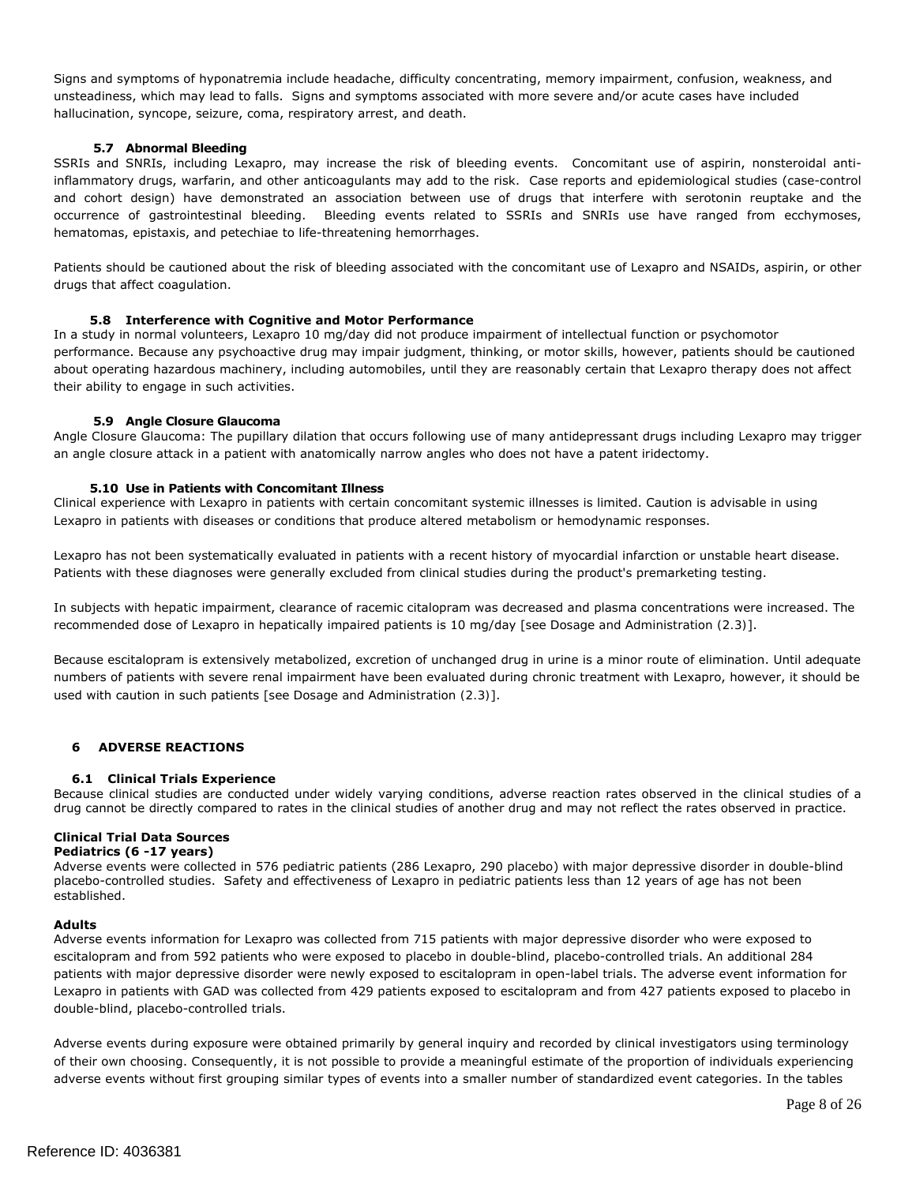Signs and symptoms of hyponatremia include headache, difficulty concentrating, memory impairment, confusion, weakness, and unsteadiness, which may lead to falls. Signs and symptoms associated with more severe and/or acute cases have included hallucination, syncope, seizure, coma, respiratory arrest, and death.

### 5.7 Abnormal Bleeding

SSRIs and SNRIs, including Lexapro, may increase the risk of bleeding events. Concomitant use of aspirin, nonsteroidal anti-inflammatory drugs, warfarin, and other anticoagulants may add to the risk. Case reports and epidemiological studies (case-control and cohort design) have demonstrated an association between use of drugs that interfere with serotonin reuptake and the occurrence of gastrointestinal bleeding. Bleeding events related to SSRIs and SNRIs use have ranged from ecchymoses, hematomas, epistaxis, and petechiae to life-threatening hemorrhages.

Patients should be cautioned about the risk of bleeding associated with the concomitant use of Lexapro and NSAIDs, aspirin, or other drugs that affect coagulation.

### 5.8 Interference with Cognitive and Motor Performance

In a study in normal volunteers, Lexapro 10 mg/day did not produce impairment of intellectual function or psychomotor performance. Because any psychoactive drug may impair judgment, thinking, or motor skills, however, patients should be cautioned about operating hazardous machinery, including automobiles, until they are reasonably certain that Lexapro therapy does not affect their ability to engage in such activities.

### 5.9 Angle Closure Glaucoma

Angle Closure Glaucoma: The pupillary dilation that occurs following use of many antidepressant drugs including Lexapro may trigger an angle closure attack in a patient with anatomically narrow angles who does not have a patent iridectomy.

### 5.10 Use in Patients with Concomitant Illness

Clinical experience with Lexapro in patients with certain concomitant systemic illnesses is limited. Caution is advisable in using Lexapro in patients with diseases or conditions that produce altered metabolism or hemodynamic responses.

Lexapro has not been systematically evaluated in patients with a recent history of myocardial infarction or unstable heart disease. Patients with these diagnoses were generally excluded from clinical studies during the product's premarketing testing.

In subjects with hepatic impairment, clearance of racemic citalopram was decreased and plasma concentrations were increased. The recommended dose of Lexapro in hepatically impaired patients is 10 mg/day [see Dosage and Administration (2.3)].

Because escitalopram is extensively metabolized, excretion of unchanged drug in urine is a minor route of elimination. Until adequate numbers of patients with severe renal impairment have been evaluated during chronic treatment with Lexapro, however, it should be used with caution in such patients [see Dosage and Administration (2.3)].

## 6 ADVERSE REACTIONS

### 6.1 Clinical Trials Experience

Because clinical studies are conducted under widely varying conditions, adverse reaction rates observed in the clinical studies of a drug cannot be directly compared to rates in the clinical studies of another drug and may not reflect the rates observed in practice.

**Clinical Trial Data Sources**

**Pediatrics (6 -17 years)**

Adverse events were collected in 576 pediatric patients (286 Lexapro, 290 placebo) with major depressive disorder in double-blind placebo-controlled studies. Safety and effectiveness of Lexapro in pediatric patients less than 12 years of age has not been established.

**Adults**

Adverse events information for Lexapro was collected from 715 patients with major depressive disorder who were exposed to escitalopram and from 592 patients who were exposed to placebo in double-blind, placebo-controlled trials. An additional 284 patients with major depressive disorder were newly exposed to escitalopram in open-label trials. The adverse event information for Lexapro in patients with GAD was collected from 429 patients exposed to escitalopram and from 427 patients exposed to placebo in double-blind, placebo-controlled trials.

Adverse events during exposure were obtained primarily by general inquiry and recorded by clinical investigators using terminology of their own choosing. Consequently, it is not possible to provide a meaningful estimate of the proportion of individuals experiencing adverse events without first grouping similar types of events into a smaller number of standardized event categories. In the tables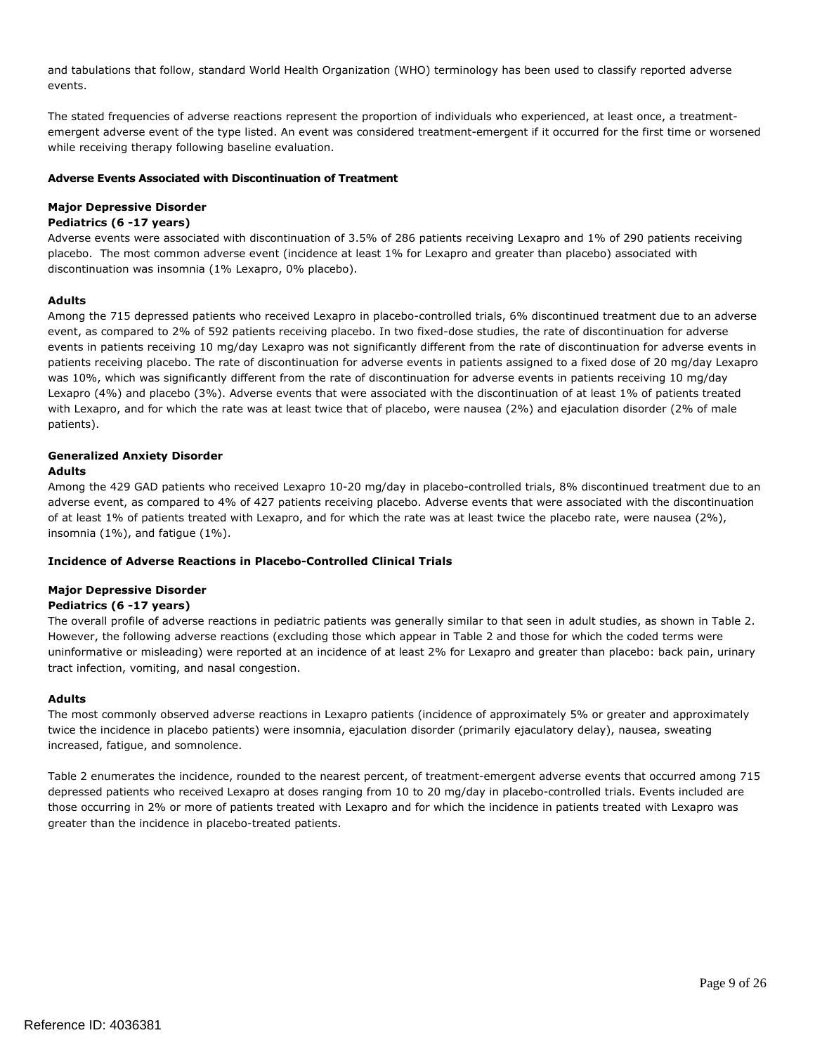and tabulations that follow, standard World Health Organization (WHO) terminology has been used to classify reported adverse events.

The stated frequencies of adverse reactions represent the proportion of individuals who experienced, at least once, a treatment-emergent adverse event of the type listed. An event was considered treatment-emergent if it occurred for the first time or worsened while receiving therapy following baseline evaluation.

**Adverse Events Associated with Discontinuation of Treatment**

**Major Depressive Disorder**

**Pediatrics (6 -17 years)**

Adverse events were associated with discontinuation of 3.5% of 286 patients receiving Lexapro and 1% of 290 patients receiving placebo. The most common adverse event (incidence at least 1% for Lexapro and greater than placebo) associated with discontinuation was insomnia (1% Lexapro, 0% placebo).

**Adults**

Among the 715 depressed patients who received Lexapro in placebo-controlled trials, 6% discontinued treatment due to an adverse event, as compared to 2% of 592 patients receiving placebo. In two fixed-dose studies, the rate of discontinuation for adverse events in patients receiving 10 mg/day Lexapro was not significantly different from the rate of discontinuation for adverse events in patients receiving placebo. The rate of discontinuation for adverse events in patients assigned to a fixed dose of 20 mg/day Lexapro was 10%, which was significantly different from the rate of discontinuation for adverse events in patients receiving 10 mg/day Lexapro (4%) and placebo (3%). Adverse events that were associated with the discontinuation of at least 1% of patients treated with Lexapro, and for which the rate was at least twice that of placebo, were nausea (2%) and ejaculation disorder (2% of male patients).

**Generalized Anxiety Disorder**

**Adults**

Among the 429 GAD patients who received Lexapro 10-20 mg/day in placebo-controlled trials, 8% discontinued treatment due to an adverse event, as compared to 4% of 427 patients receiving placebo. Adverse events that were associated with the discontinuation of at least 1% of patients treated with Lexapro, and for which the rate was at least twice the placebo rate, were nausea (2%), insomnia (1%), and fatigue (1%).

**Incidence of Adverse Reactions in Placebo-Controlled Clinical Trials**

**Major Depressive Disorder**

**Pediatrics (6 -17 years)**

The overall profile of adverse reactions in pediatric patients was generally similar to that seen in adult studies, as shown in Table 2. However, the following adverse reactions (excluding those which appear in Table 2 and those for which the coded terms were uninformative or misleading) were reported at an incidence of at least 2% for Lexapro and greater than placebo: back pain, urinary tract infection, vomiting, and nasal congestion.

**Adults**

The most commonly observed adverse reactions in Lexapro patients (incidence of approximately 5% or greater and approximately twice the incidence in placebo patients) were insomnia, ejaculation disorder (primarily ejaculatory delay), nausea, sweating increased, fatigue, and somnolence.

Table 2 enumerates the incidence, rounded to the nearest percent, of treatment-emergent adverse events that occurred among 715 depressed patients who received Lexapro at doses ranging from 10 to 20 mg/day in placebo-controlled trials. Events included are those occurring in 2% or more of patients treated with Lexapro and for which the incidence in patients treated with Lexapro was greater than the incidence in placebo-treated patients.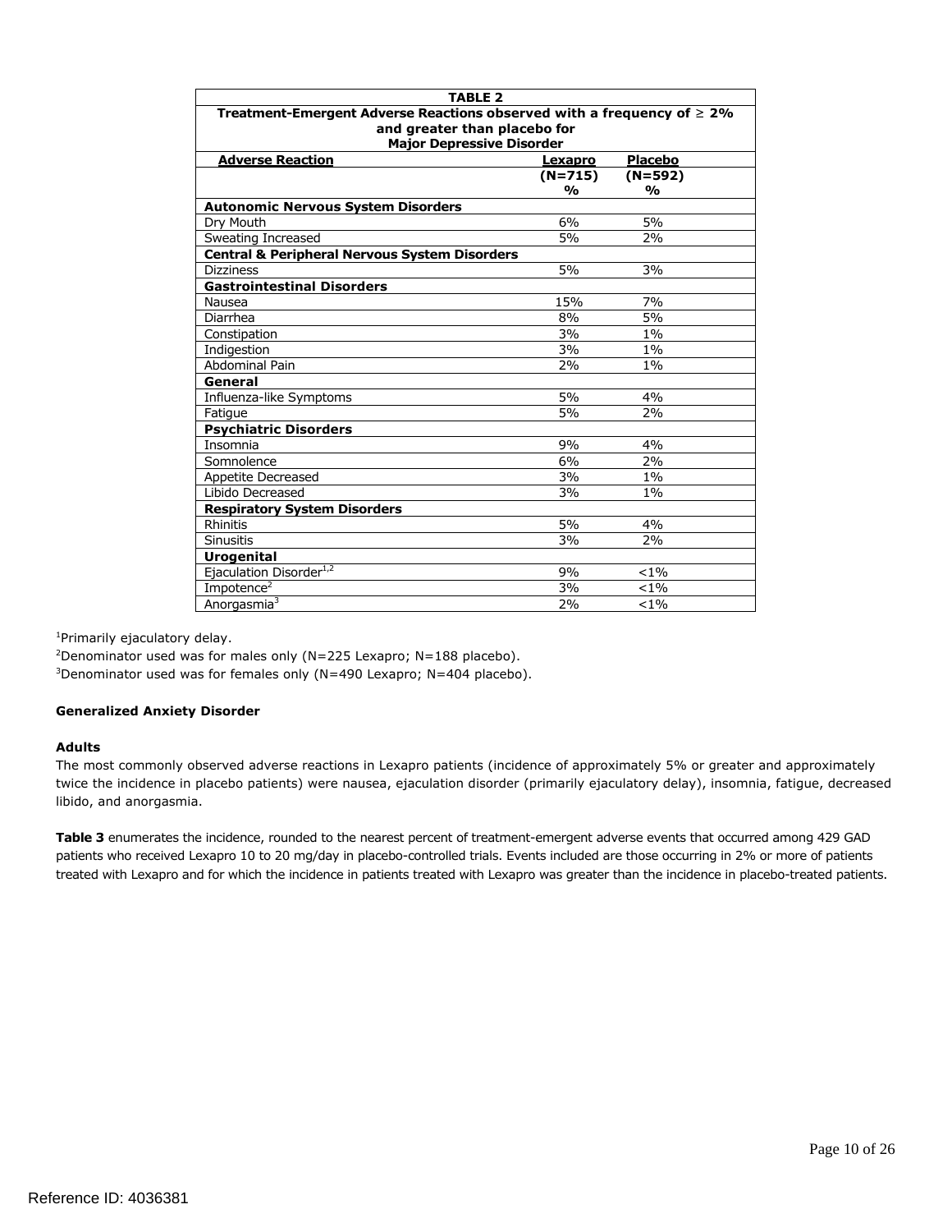| TABLE 2 | | |
|---|---|---|
| **Treatment-Emergent Adverse Reactions observed with a frequency of ≥ 2% and greater than placebo for Major Depressive Disorder** | | |
| **Adverse Reaction** | **Lexapro (N=715) %** | **Placebo (N=592) %** |
| **Autonomic Nervous System Disorders** | | |
| Dry Mouth | 6% | 5% |
| Sweating Increased | 5% | 2% |
| **Central & Peripheral Nervous System Disorders** | | |
| Dizziness | 5% | 3% |
| **Gastrointestinal Disorders** | | |
| Nausea | 15% | 7% |
| Diarrhea | 8% | 5% |
| Constipation | 3% | 1% |
| Indigestion | 3% | 1% |
| Abdominal Pain | 2% | 1% |
| **General** | | |
| Influenza-like Symptoms | 5% | 4% |
| Fatigue | 5% | 2% |
| **Psychiatric Disorders** | | |
| Insomnia | 9% | 4% |
| Somnolence | 6% | 2% |
| Appetite Decreased | 3% | 1% |
| Libido Decreased | 3% | 1% |
| **Respiratory System Disorders** | | |
| Rhinitis | 5% | 4% |
| Sinusitis | 3% | 2% |
| **Urogenital** | | |
| Ejaculation Disorder[1,2] | 9% | <1% |
| Impotence[2] | 3% | <1% |
| Anorgasmia[3] | 2% | <1% |

[1]Primarily ejaculatory delay.

[2]Denominator used was for males only (N=225 Lexapro; N=188 placebo).

[3]Denominator used was for females only (N=490 Lexapro; N=404 placebo).

**Generalized Anxiety Disorder**

**Adults**

The most commonly observed adverse reactions in Lexapro patients (incidence of approximately 5% or greater and approximately twice the incidence in placebo patients) were nausea, ejaculation disorder (primarily ejaculatory delay), insomnia, fatigue, decreased libido, and anorgasmia.

**Table 3** enumerates the incidence, rounded to the nearest percent of treatment-emergent adverse events that occurred among 429 GAD patients who received Lexapro 10 to 20 mg/day in placebo-controlled trials. Events included are those occurring in 2% or more of patients treated with Lexapro and for which the incidence in patients treated with Lexapro was greater than the incidence in placebo-treated patients.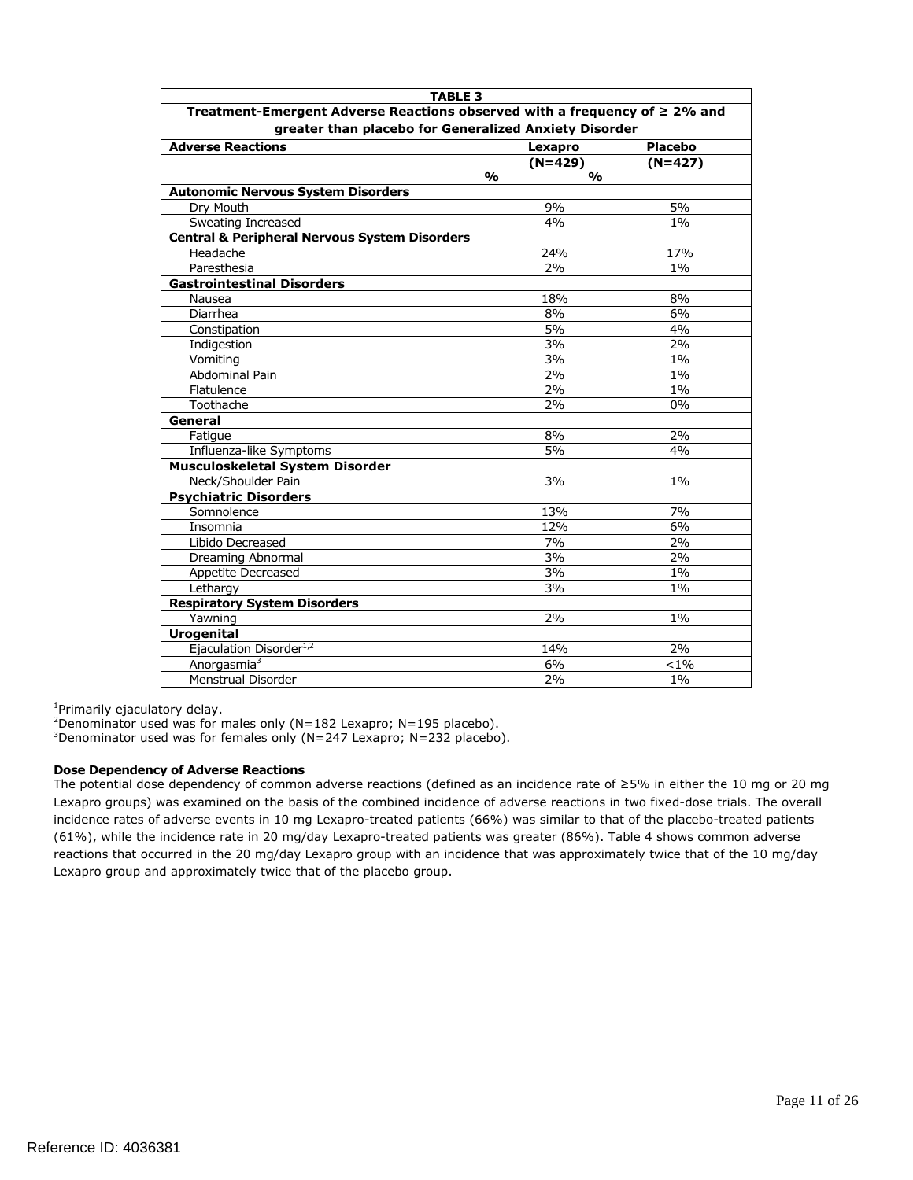| TABLE 3 | | |
|---|---|---|
| **Treatment-Emergent Adverse Reactions observed with a frequency of ≥ 2% and greater than placebo for Generalized Anxiety Disorder** | | |
| **Adverse Reactions** | **Lexapro (N=429) %** | **Placebo (N=427) %** |
| **Autonomic Nervous System Disorders** | | |
| Dry Mouth | 9% | 5% |
| Sweating Increased | 4% | 1% |
| **Central & Peripheral Nervous System Disorders** | | |
| Headache | 24% | 17% |
| Paresthesia | 2% | 1% |
| **Gastrointestinal Disorders** | | |
| Nausea | 18% | 8% |
| Diarrhea | 8% | 6% |
| Constipation | 5% | 4% |
| Indigestion | 3% | 2% |
| Vomiting | 3% | 1% |
| Abdominal Pain | 2% | 1% |
| Flatulence | 2% | 1% |
| Toothache | 2% | 0% |
| **General** | | |
| Fatigue | 8% | 2% |
| Influenza-like Symptoms | 5% | 4% |
| **Musculoskeletal System Disorder** | | |
| Neck/Shoulder Pain | 3% | 1% |
| **Psychiatric Disorders** | | |
| Somnolence | 13% | 7% |
| Insomnia | 12% | 6% |
| Libido Decreased | 7% | 2% |
| Dreaming Abnormal | 3% | 2% |
| Appetite Decreased | 3% | 1% |
| Lethargy | 3% | 1% |
| **Respiratory System Disorders** | | |
| Yawning | 2% | 1% |
| **Urogenital** | | |
| Ejaculation Disorder[1,2] | 14% | 2% |
| Anorgasmia[3] | 6% | <1% |
| Menstrual Disorder | 2% | 1% |

[1]Primarily ejaculatory delay.
[2]Denominator used was for males only (N=182 Lexapro; N=195 placebo).
[3]Denominator used was for females only (N=247 Lexapro; N=232 placebo).

**Dose Dependency of Adverse Reactions**

The potential dose dependency of common adverse reactions (defined as an incidence rate of ≥5% in either the 10 mg or 20 mg Lexapro groups) was examined on the basis of the combined incidence of adverse reactions in two fixed-dose trials. The overall incidence rates of adverse events in 10 mg Lexapro-treated patients (66%) was similar to that of the placebo-treated patients (61%), while the incidence rate in 20 mg/day Lexapro-treated patients was greater (86%). Table 4 shows common adverse reactions that occurred in the 20 mg/day Lexapro group with an incidence that was approximately twice that of the 10 mg/day Lexapro group and approximately twice that of the placebo group.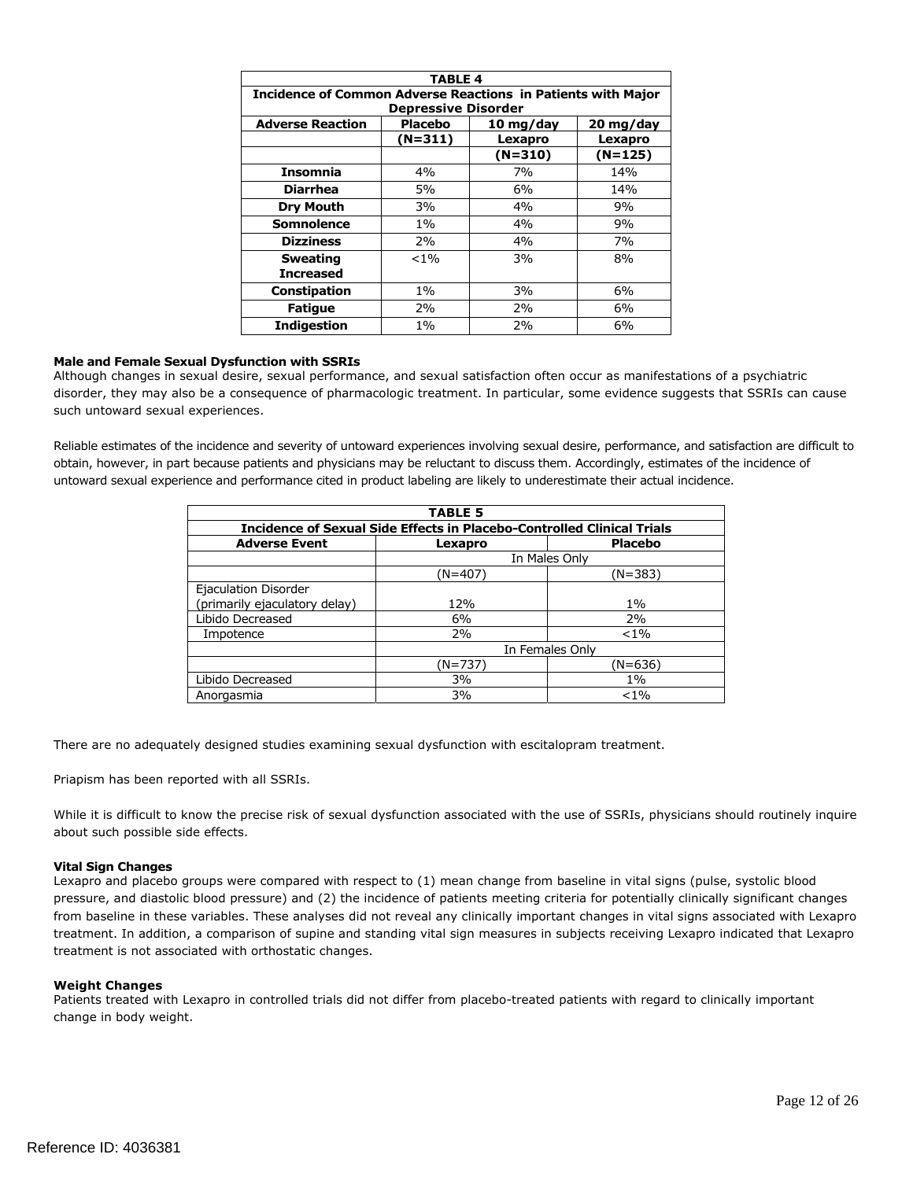| TABLE 4 | | | |
|---|---|---|---|
| **Incidence of Common Adverse Reactions in Patients with Major Depressive Disorder** | | | |
| **Adverse Reaction** | **Placebo (N=311)** | **10 mg/day Lexapro (N=310)** | **20 mg/day Lexapro (N=125)** |
| **Insomnia** | 4% | 7% | 14% |
| **Diarrhea** | 5% | 6% | 14% |
| **Dry Mouth** | 3% | 4% | 9% |
| **Somnolence** | 1% | 4% | 9% |
| **Dizziness** | 2% | 4% | 7% |
| **Sweating Increased** | <1% | 3% | 8% |
| **Constipation** | 1% | 3% | 6% |
| **Fatigue** | 2% | 2% | 6% |
| **Indigestion** | 1% | 2% | 6% |

**Male and Female Sexual Dysfunction with SSRIs**
Although changes in sexual desire, sexual performance, and sexual satisfaction often occur as manifestations of a psychiatric disorder, they may also be a consequence of pharmacologic treatment. In particular, some evidence suggests that SSRIs can cause such untoward sexual experiences.

Reliable estimates of the incidence and severity of untoward experiences involving sexual desire, performance, and satisfaction are difficult to obtain, however, in part because patients and physicians may be reluctant to discuss them. Accordingly, estimates of the incidence of untoward sexual experience and performance cited in product labeling are likely to underestimate their actual incidence.

| TABLE 5 | | |
|---|---|---|
| **Incidence of Sexual Side Effects in Placebo-Controlled Clinical Trials** | | |
| **Adverse Event** | **Lexapro** | **Placebo** |
| | In Males Only | |
| | (N=407) | (N=383) |
| Ejaculation Disorder (primarily ejaculatory delay) | 12% | 1% |
| Libido Decreased | 6% | 2% |
| Impotence | 2% | <1% |
| | In Females Only | |
| | (N=737) | (N=636) |
| Libido Decreased | 3% | 1% |
| Anorgasmia | 3% | <1% |

There are no adequately designed studies examining sexual dysfunction with escitalopram treatment.

Priapism has been reported with all SSRIs.

While it is difficult to know the precise risk of sexual dysfunction associated with the use of SSRIs, physicians should routinely inquire about such possible side effects.

**Vital Sign Changes**
Lexapro and placebo groups were compared with respect to (1) mean change from baseline in vital signs (pulse, systolic blood pressure, and diastolic blood pressure) and (2) the incidence of patients meeting criteria for potentially clinically significant changes from baseline in these variables. These analyses did not reveal any clinically important changes in vital signs associated with Lexapro treatment. In addition, a comparison of supine and standing vital sign measures in subjects receiving Lexapro indicated that Lexapro treatment is not associated with orthostatic changes.

**Weight Changes**
Patients treated with Lexapro in controlled trials did not differ from placebo-treated patients with regard to clinically important change in body weight.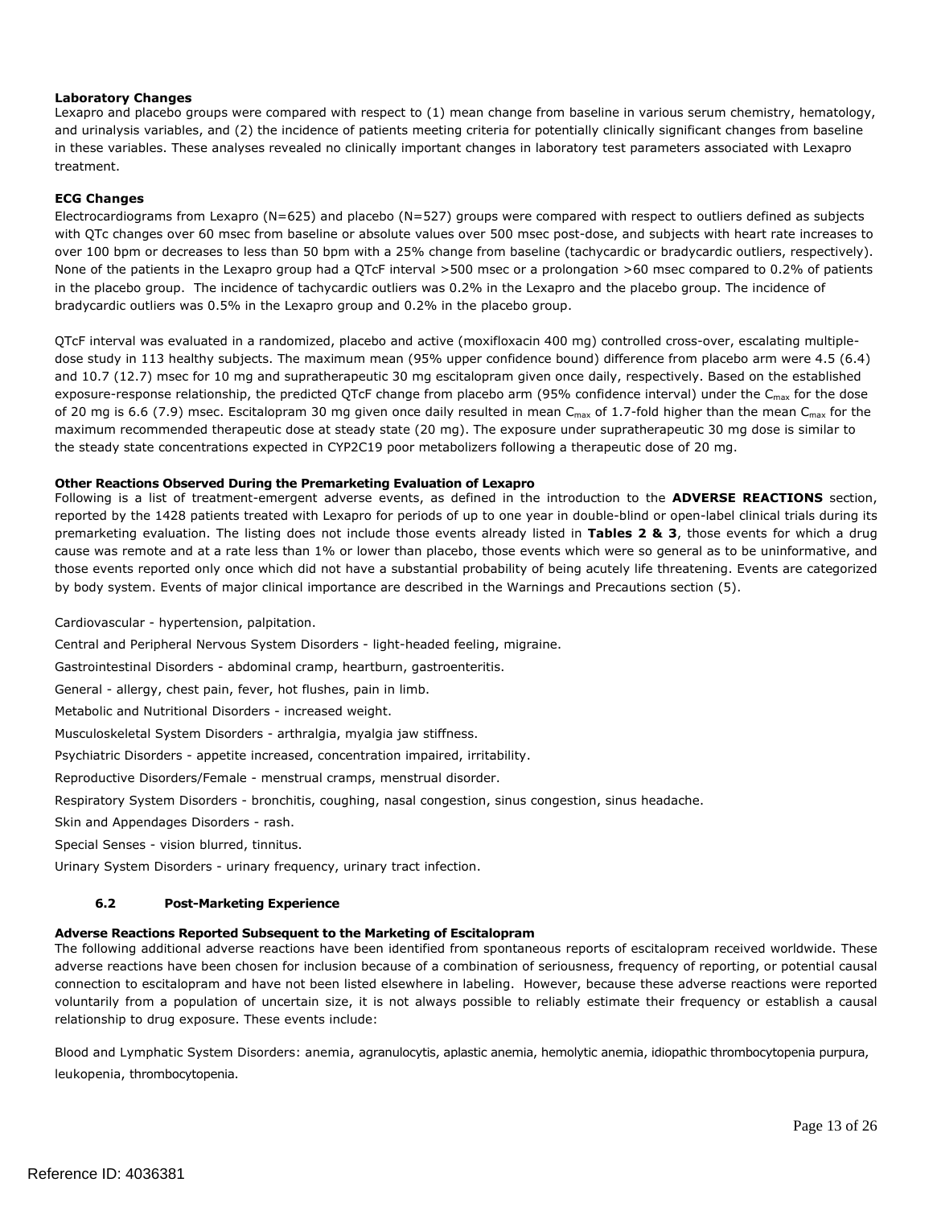**Laboratory Changes**

Lexapro and placebo groups were compared with respect to (1) mean change from baseline in various serum chemistry, hematology, and urinalysis variables, and (2) the incidence of patients meeting criteria for potentially clinically significant changes from baseline in these variables. These analyses revealed no clinically important changes in laboratory test parameters associated with Lexapro treatment.

**ECG Changes**

Electrocardiograms from Lexapro (N=625) and placebo (N=527) groups were compared with respect to outliers defined as subjects with QTc changes over 60 msec from baseline or absolute values over 500 msec post-dose, and subjects with heart rate increases to over 100 bpm or decreases to less than 50 bpm with a 25% change from baseline (tachycardic or bradycardic outliers, respectively). None of the patients in the Lexapro group had a QTcF interval >500 msec or a prolongation >60 msec compared to 0.2% of patients in the placebo group. The incidence of tachycardic outliers was 0.2% in the Lexapro and the placebo group. The incidence of bradycardic outliers was 0.5% in the Lexapro group and 0.2% in the placebo group.

QTcF interval was evaluated in a randomized, placebo and active (moxifloxacin 400 mg) controlled cross-over, escalating multiple-dose study in 113 healthy subjects. The maximum mean (95% upper confidence bound) difference from placebo arm were 4.5 (6.4) and 10.7 (12.7) msec for 10 mg and supratherapeutic 30 mg escitalopram given once daily, respectively. Based on the established exposure-response relationship, the predicted QTcF change from placebo arm (95% confidence interval) under the $C_{max}$ for the dose of 20 mg is 6.6 (7.9) msec. Escitalopram 30 mg given once daily resulted in mean $C_{max}$ of 1.7-fold higher than the mean $C_{max}$ for the maximum recommended therapeutic dose at steady state (20 mg). The exposure under supratherapeutic 30 mg dose is similar to the steady state concentrations expected in CYP2C19 poor metabolizers following a therapeutic dose of 20 mg.

**Other Reactions Observed During the Premarketing Evaluation of Lexapro**

Following is a list of treatment-emergent adverse events, as defined in the introduction to the **ADVERSE REACTIONS** section, reported by the 1428 patients treated with Lexapro for periods of up to one year in double-blind or open-label clinical trials during its premarketing evaluation. The listing does not include those events already listed in **Tables 2 & 3**, those events for which a drug cause was remote and at a rate less than 1% or lower than placebo, those events which were so general as to be uninformative, and those events reported only once which did not have a substantial probability of being acutely life threatening. Events are categorized by body system. Events of major clinical importance are described in the Warnings and Precautions section (5).

Cardiovascular - hypertension, palpitation.

Central and Peripheral Nervous System Disorders - light-headed feeling, migraine.

Gastrointestinal Disorders - abdominal cramp, heartburn, gastroenteritis.

General - allergy, chest pain, fever, hot flushes, pain in limb.

Metabolic and Nutritional Disorders - increased weight.

Musculoskeletal System Disorders - arthralgia, myalgia jaw stiffness.

Psychiatric Disorders - appetite increased, concentration impaired, irritability.

Reproductive Disorders/Female - menstrual cramps, menstrual disorder.

Respiratory System Disorders - bronchitis, coughing, nasal congestion, sinus congestion, sinus headache.

Skin and Appendages Disorders - rash.

Special Senses - vision blurred, tinnitus.

Urinary System Disorders - urinary frequency, urinary tract infection.

### 6.2 Post-Marketing Experience

**Adverse Reactions Reported Subsequent to the Marketing of Escitalopram**

The following additional adverse reactions have been identified from spontaneous reports of escitalopram received worldwide. These adverse reactions have been chosen for inclusion because of a combination of seriousness, frequency of reporting, or potential causal connection to escitalopram and have not been listed elsewhere in labeling. However, because these adverse reactions were reported voluntarily from a population of uncertain size, it is not always possible to reliably estimate their frequency or establish a causal relationship to drug exposure. These events include:

Blood and Lymphatic System Disorders: anemia, agranulocytis, aplastic anemia, hemolytic anemia, idiopathic thrombocytopenia purpura, leukopenia, thrombocytopenia.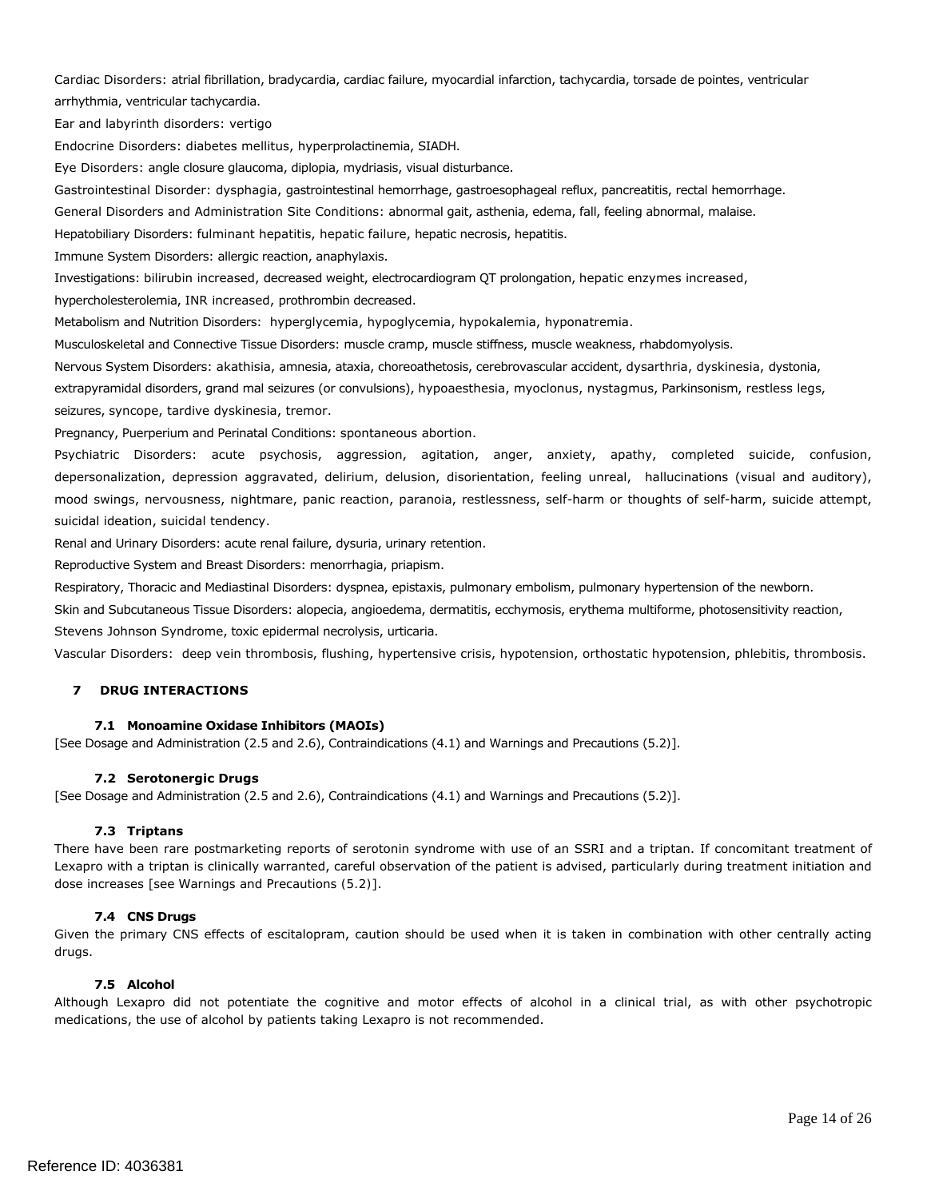Cardiac Disorders: atrial fibrillation, bradycardia, cardiac failure, myocardial infarction, tachycardia, torsade de pointes, ventricular arrhythmia, ventricular tachycardia.

Ear and labyrinth disorders: vertigo

Endocrine Disorders: diabetes mellitus, hyperprolactinemia, SIADH.

Eye Disorders: angle closure glaucoma, diplopia, mydriasis, visual disturbance.

Gastrointestinal Disorder: dysphagia, gastrointestinal hemorrhage, gastroesophageal reflux, pancreatitis, rectal hemorrhage.

General Disorders and Administration Site Conditions: abnormal gait, asthenia, edema, fall, feeling abnormal, malaise.

Hepatobiliary Disorders: fulminant hepatitis, hepatic failure, hepatic necrosis, hepatitis.

Immune System Disorders: allergic reaction, anaphylaxis.

Investigations: bilirubin increased, decreased weight, electrocardiogram QT prolongation, hepatic enzymes increased, hypercholesterolemia, INR increased, prothrombin decreased.

Metabolism and Nutrition Disorders: hyperglycemia, hypoglycemia, hypokalemia, hyponatremia.

Musculoskeletal and Connective Tissue Disorders: muscle cramp, muscle stiffness, muscle weakness, rhabdomyolysis.

Nervous System Disorders: akathisia, amnesia, ataxia, choreoathetosis, cerebrovascular accident, dysarthria, dyskinesia, dystonia, extrapyramidal disorders, grand mal seizures (or convulsions), hypoaesthesia, myoclonus, nystagmus, Parkinsonism, restless legs, seizures, syncope, tardive dyskinesia, tremor.

Pregnancy, Puerperium and Perinatal Conditions: spontaneous abortion.

Psychiatric Disorders: acute psychosis, aggression, agitation, anger, anxiety, apathy, completed suicide, confusion, depersonalization, depression aggravated, delirium, delusion, disorientation, feeling unreal, hallucinations (visual and auditory), mood swings, nervousness, nightmare, panic reaction, paranoia, restlessness, self-harm or thoughts of self-harm, suicide attempt, suicidal ideation, suicidal tendency.

Renal and Urinary Disorders: acute renal failure, dysuria, urinary retention.

Reproductive System and Breast Disorders: menorrhagia, priapism.

Respiratory, Thoracic and Mediastinal Disorders: dyspnea, epistaxis, pulmonary embolism, pulmonary hypertension of the newborn.

Skin and Subcutaneous Tissue Disorders: alopecia, angioedema, dermatitis, ecchymosis, erythema multiforme, photosensitivity reaction, Stevens Johnson Syndrome, toxic epidermal necrolysis, urticaria.

Vascular Disorders: deep vein thrombosis, flushing, hypertensive crisis, hypotension, orthostatic hypotension, phlebitis, thrombosis.

## 7 DRUG INTERACTIONS

### 7.1 Monoamine Oxidase Inhibitors (MAOIs)

[See Dosage and Administration (2.5 and 2.6), Contraindications (4.1) and Warnings and Precautions (5.2)].

### 7.2 Serotonergic Drugs

[See Dosage and Administration (2.5 and 2.6), Contraindications (4.1) and Warnings and Precautions (5.2)].

### 7.3 Triptans

There have been rare postmarketing reports of serotonin syndrome with use of an SSRI and a triptan. If concomitant treatment of Lexapro with a triptan is clinically warranted, careful observation of the patient is advised, particularly during treatment initiation and dose increases [see Warnings and Precautions (5.2)].

### 7.4 CNS Drugs

Given the primary CNS effects of escitalopram, caution should be used when it is taken in combination with other centrally acting drugs.

### 7.5 Alcohol

Although Lexapro did not potentiate the cognitive and motor effects of alcohol in a clinical trial, as with other psychotropic medications, the use of alcohol by patients taking Lexapro is not recommended.

Reference ID: 4036381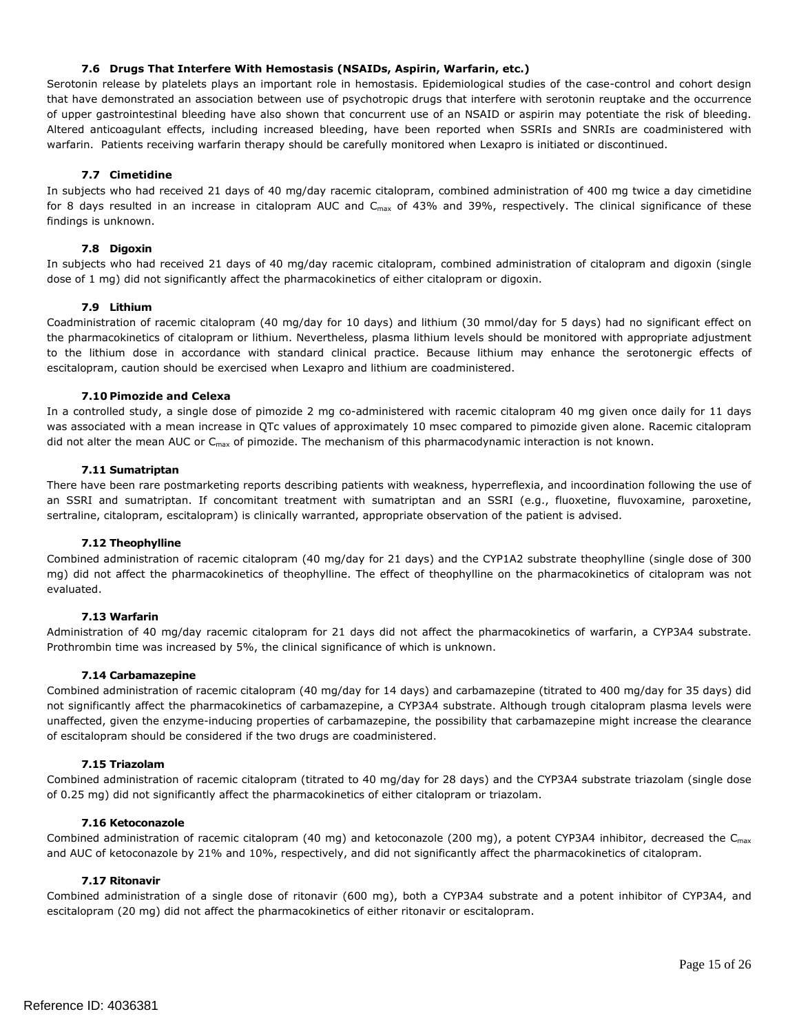### 7.6 Drugs That Interfere With Hemostasis (NSAIDs, Aspirin, Warfarin, etc.)

Serotonin release by platelets plays an important role in hemostasis. Epidemiological studies of the case-control and cohort design that have demonstrated an association between use of psychotropic drugs that interfere with serotonin reuptake and the occurrence of upper gastrointestinal bleeding have also shown that concurrent use of an NSAID or aspirin may potentiate the risk of bleeding. Altered anticoagulant effects, including increased bleeding, have been reported when SSRIs and SNRIs are coadministered with warfarin. Patients receiving warfarin therapy should be carefully monitored when Lexapro is initiated or discontinued.

### 7.7 Cimetidine

In subjects who had received 21 days of 40 mg/day racemic citalopram, combined administration of 400 mg twice a day cimetidine for 8 days resulted in an increase in citalopram AUC and $C_{max}$ of 43% and 39%, respectively. The clinical significance of these findings is unknown.

### 7.8 Digoxin

In subjects who had received 21 days of 40 mg/day racemic citalopram, combined administration of citalopram and digoxin (single dose of 1 mg) did not significantly affect the pharmacokinetics of either citalopram or digoxin.

### 7.9 Lithium

Coadministration of racemic citalopram (40 mg/day for 10 days) and lithium (30 mmol/day for 5 days) had no significant effect on the pharmacokinetics of citalopram or lithium. Nevertheless, plasma lithium levels should be monitored with appropriate adjustment to the lithium dose in accordance with standard clinical practice. Because lithium may enhance the serotonergic effects of escitalopram, caution should be exercised when Lexapro and lithium are coadministered.

### 7.10 Pimozide and Celexa

In a controlled study, a single dose of pimozide 2 mg co-administered with racemic citalopram 40 mg given once daily for 11 days was associated with a mean increase in QTc values of approximately 10 msec compared to pimozide given alone. Racemic citalopram did not alter the mean AUC or $C_{max}$ of pimozide. The mechanism of this pharmacodynamic interaction is not known.

### 7.11 Sumatriptan

There have been rare postmarketing reports describing patients with weakness, hyperreflexia, and incoordination following the use of an SSRI and sumatriptan. If concomitant treatment with sumatriptan and an SSRI (e.g., fluoxetine, fluvoxamine, paroxetine, sertraline, citalopram, escitalopram) is clinically warranted, appropriate observation of the patient is advised.

### 7.12 Theophylline

Combined administration of racemic citalopram (40 mg/day for 21 days) and the CYP1A2 substrate theophylline (single dose of 300 mg) did not affect the pharmacokinetics of theophylline. The effect of theophylline on the pharmacokinetics of citalopram was not evaluated.

### 7.13 Warfarin

Administration of 40 mg/day racemic citalopram for 21 days did not affect the pharmacokinetics of warfarin, a CYP3A4 substrate. Prothrombin time was increased by 5%, the clinical significance of which is unknown.

### 7.14 Carbamazepine

Combined administration of racemic citalopram (40 mg/day for 14 days) and carbamazepine (titrated to 400 mg/day for 35 days) did not significantly affect the pharmacokinetics of carbamazepine, a CYP3A4 substrate. Although trough citalopram plasma levels were unaffected, given the enzyme-inducing properties of carbamazepine, the possibility that carbamazepine might increase the clearance of escitalopram should be considered if the two drugs are coadministered.

### 7.15 Triazolam

Combined administration of racemic citalopram (titrated to 40 mg/day for 28 days) and the CYP3A4 substrate triazolam (single dose of 0.25 mg) did not significantly affect the pharmacokinetics of either citalopram or triazolam.

### 7.16 Ketoconazole

Combined administration of racemic citalopram (40 mg) and ketoconazole (200 mg), a potent CYP3A4 inhibitor, decreased the $C_{max}$ and AUC of ketoconazole by 21% and 10%, respectively, and did not significantly affect the pharmacokinetics of citalopram.

### 7.17 Ritonavir

Combined administration of a single dose of ritonavir (600 mg), both a CYP3A4 substrate and a potent inhibitor of CYP3A4, and escitalopram (20 mg) did not affect the pharmacokinetics of either ritonavir or escitalopram.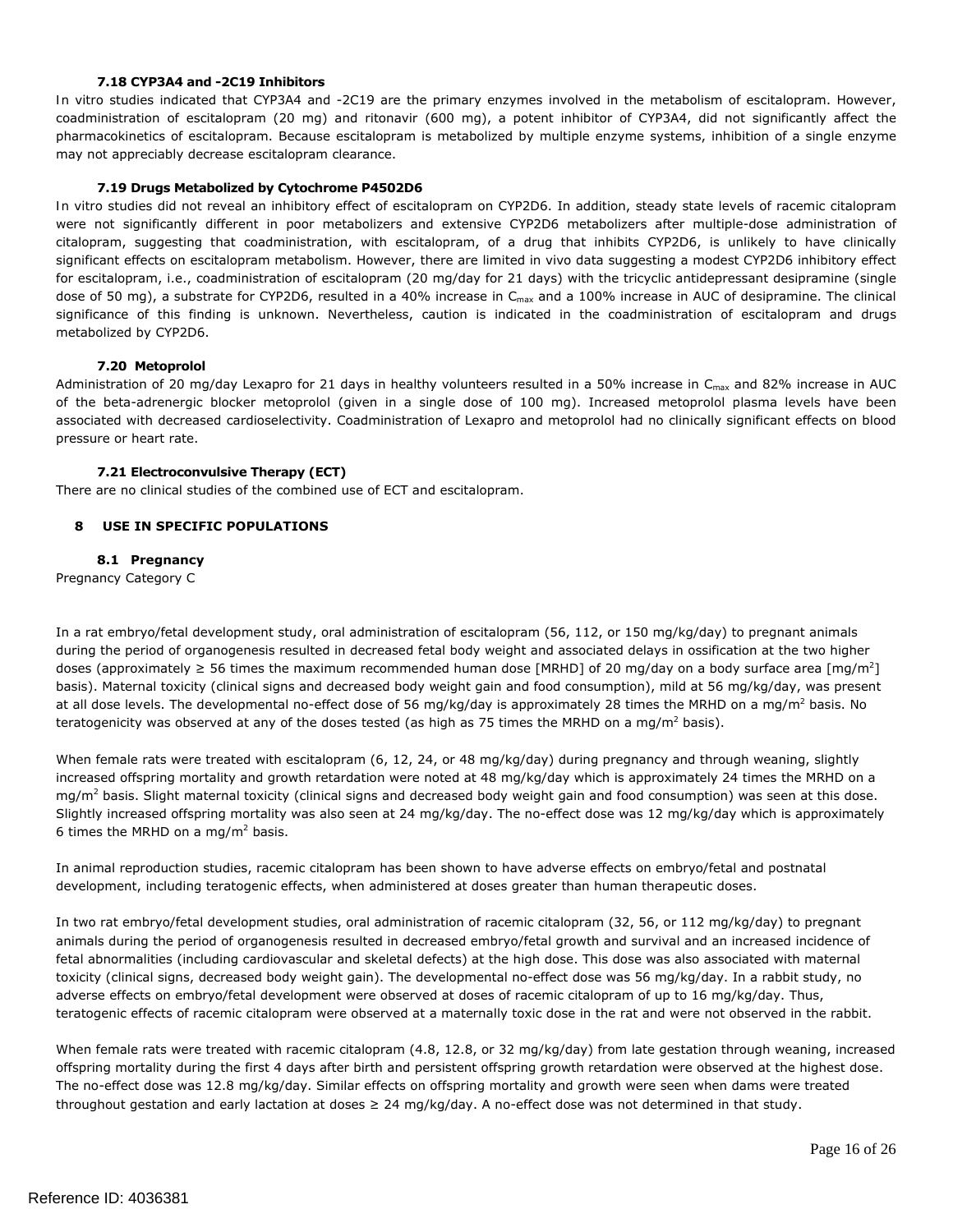### 7.18 CYP3A4 and -2C19 Inhibitors

In vitro studies indicated that CYP3A4 and -2C19 are the primary enzymes involved in the metabolism of escitalopram. However, coadministration of escitalopram (20 mg) and ritonavir (600 mg), a potent inhibitor of CYP3A4, did not significantly affect the pharmacokinetics of escitalopram. Because escitalopram is metabolized by multiple enzyme systems, inhibition of a single enzyme may not appreciably decrease escitalopram clearance.

### 7.19 Drugs Metabolized by Cytochrome P4502D6

In vitro studies did not reveal an inhibitory effect of escitalopram on CYP2D6. In addition, steady state levels of racemic citalopram were not significantly different in poor metabolizers and extensive CYP2D6 metabolizers after multiple-dose administration of citalopram, suggesting that coadministration, with escitalopram, of a drug that inhibits CYP2D6, is unlikely to have clinically significant effects on escitalopram metabolism. However, there are limited in vivo data suggesting a modest CYP2D6 inhibitory effect for escitalopram, i.e., coadministration of escitalopram (20 mg/day for 21 days) with the tricyclic antidepressant desipramine (single dose of 50 mg), a substrate for CYP2D6, resulted in a 40% increase in $C_{max}$ and a 100% increase in AUC of desipramine. The clinical significance of this finding is unknown. Nevertheless, caution is indicated in the coadministration of escitalopram and drugs metabolized by CYP2D6.

### 7.20 Metoprolol

Administration of 20 mg/day Lexapro for 21 days in healthy volunteers resulted in a 50% increase in $C_{max}$ and 82% increase in AUC of the beta-adrenergic blocker metoprolol (given in a single dose of 100 mg). Increased metoprolol plasma levels have been associated with decreased cardioselectivity. Coadministration of Lexapro and metoprolol had no clinically significant effects on blood pressure or heart rate.

### 7.21 Electroconvulsive Therapy (ECT)

There are no clinical studies of the combined use of ECT and escitalopram.

## 8 USE IN SPECIFIC POPULATIONS

### 8.1 Pregnancy

Pregnancy Category C

In a rat embryo/fetal development study, oral administration of escitalopram (56, 112, or 150 mg/kg/day) to pregnant animals during the period of organogenesis resulted in decreased fetal body weight and associated delays in ossification at the two higher doses (approximately ≥ 56 times the maximum recommended human dose [MRHD] of 20 mg/day on a body surface area [mg/m$^2$] basis). Maternal toxicity (clinical signs and decreased body weight gain and food consumption), mild at 56 mg/kg/day, was present at all dose levels. The developmental no-effect dose of 56 mg/kg/day is approximately 28 times the MRHD on a mg/m$^2$ basis. No teratogenicity was observed at any of the doses tested (as high as 75 times the MRHD on a mg/m$^2$ basis).

When female rats were treated with escitalopram (6, 12, 24, or 48 mg/kg/day) during pregnancy and through weaning, slightly increased offspring mortality and growth retardation were noted at 48 mg/kg/day which is approximately 24 times the MRHD on a mg/m$^2$ basis. Slight maternal toxicity (clinical signs and decreased body weight gain and food consumption) was seen at this dose. Slightly increased offspring mortality was also seen at 24 mg/kg/day. The no-effect dose was 12 mg/kg/day which is approximately 6 times the MRHD on a mg/m$^2$ basis.

In animal reproduction studies, racemic citalopram has been shown to have adverse effects on embryo/fetal and postnatal development, including teratogenic effects, when administered at doses greater than human therapeutic doses.

In two rat embryo/fetal development studies, oral administration of racemic citalopram (32, 56, or 112 mg/kg/day) to pregnant animals during the period of organogenesis resulted in decreased embryo/fetal growth and survival and an increased incidence of fetal abnormalities (including cardiovascular and skeletal defects) at the high dose. This dose was also associated with maternal toxicity (clinical signs, decreased body weight gain). The developmental no-effect dose was 56 mg/kg/day. In a rabbit study, no adverse effects on embryo/fetal development were observed at doses of racemic citalopram of up to 16 mg/kg/day. Thus, teratogenic effects of racemic citalopram were observed at a maternally toxic dose in the rat and were not observed in the rabbit.

When female rats were treated with racemic citalopram (4.8, 12.8, or 32 mg/kg/day) from late gestation through weaning, increased offspring mortality during the first 4 days after birth and persistent offspring growth retardation were observed at the highest dose. The no-effect dose was 12.8 mg/kg/day. Similar effects on offspring mortality and growth were seen when dams were treated throughout gestation and early lactation at doses ≥ 24 mg/kg/day. A no-effect dose was not determined in that study.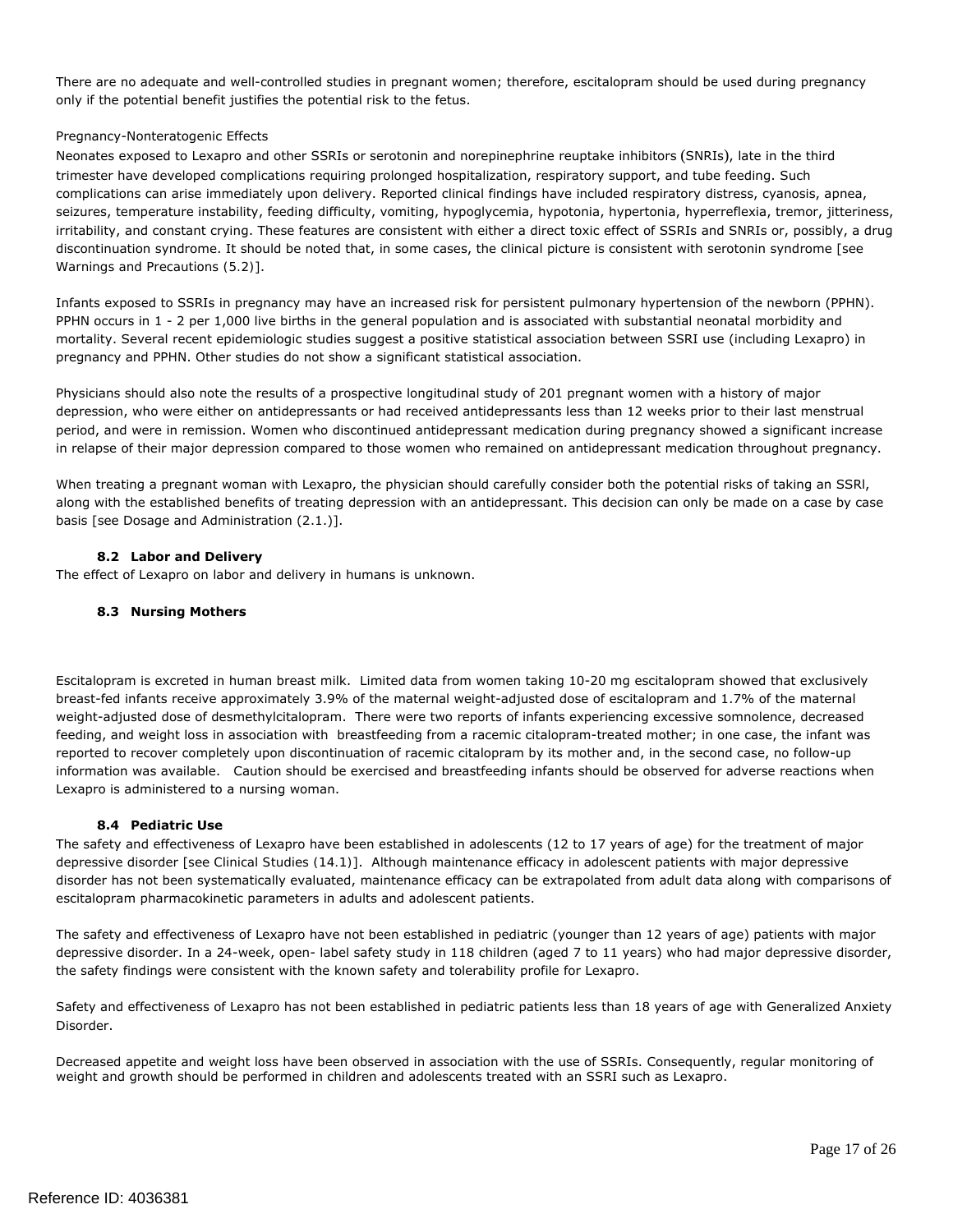There are no adequate and well-controlled studies in pregnant women; therefore, escitalopram should be used during pregnancy only if the potential benefit justifies the potential risk to the fetus.

Pregnancy-Nonteratogenic Effects

Neonates exposed to Lexapro and other SSRIs or serotonin and norepinephrine reuptake inhibitors (SNRIs), late in the third trimester have developed complications requiring prolonged hospitalization, respiratory support, and tube feeding. Such complications can arise immediately upon delivery. Reported clinical findings have included respiratory distress, cyanosis, apnea, seizures, temperature instability, feeding difficulty, vomiting, hypoglycemia, hypotonia, hypertonia, hyperreflexia, tremor, jitteriness, irritability, and constant crying. These features are consistent with either a direct toxic effect of SSRIs and SNRIs or, possibly, a drug discontinuation syndrome. It should be noted that, in some cases, the clinical picture is consistent with serotonin syndrome [see Warnings and Precautions (5.2)].

Infants exposed to SSRIs in pregnancy may have an increased risk for persistent pulmonary hypertension of the newborn (PPHN). PPHN occurs in 1 - 2 per 1,000 live births in the general population and is associated with substantial neonatal morbidity and mortality. Several recent epidemiologic studies suggest a positive statistical association between SSRI use (including Lexapro) in pregnancy and PPHN. Other studies do not show a significant statistical association.

Physicians should also note the results of a prospective longitudinal study of 201 pregnant women with a history of major depression, who were either on antidepressants or had received antidepressants less than 12 weeks prior to their last menstrual period, and were in remission. Women who discontinued antidepressant medication during pregnancy showed a significant increase in relapse of their major depression compared to those women who remained on antidepressant medication throughout pregnancy.

When treating a pregnant woman with Lexapro, the physician should carefully consider both the potential risks of taking an SSRI, along with the established benefits of treating depression with an antidepressant. This decision can only be made on a case by case basis [see Dosage and Administration (2.1.)].

### 8.2 Labor and Delivery

The effect of Lexapro on labor and delivery in humans is unknown.

### 8.3 Nursing Mothers

Escitalopram is excreted in human breast milk. Limited data from women taking 10-20 mg escitalopram showed that exclusively breast-fed infants receive approximately 3.9% of the maternal weight-adjusted dose of escitalopram and 1.7% of the maternal weight-adjusted dose of desmethylcitalopram. There were two reports of infants experiencing excessive somnolence, decreased feeding, and weight loss in association with breastfeeding from a racemic citalopram-treated mother; in one case, the infant was reported to recover completely upon discontinuation of racemic citalopram by its mother and, in the second case, no follow-up information was available. Caution should be exercised and breastfeeding infants should be observed for adverse reactions when Lexapro is administered to a nursing woman.

### 8.4 Pediatric Use

The safety and effectiveness of Lexapro have been established in adolescents (12 to 17 years of age) for the treatment of major depressive disorder [see Clinical Studies (14.1)]. Although maintenance efficacy in adolescent patients with major depressive disorder has not been systematically evaluated, maintenance efficacy can be extrapolated from adult data along with comparisons of escitalopram pharmacokinetic parameters in adults and adolescent patients.

The safety and effectiveness of Lexapro have not been established in pediatric (younger than 12 years of age) patients with major depressive disorder. In a 24-week, open- label safety study in 118 children (aged 7 to 11 years) who had major depressive disorder, the safety findings were consistent with the known safety and tolerability profile for Lexapro.

Safety and effectiveness of Lexapro has not been established in pediatric patients less than 18 years of age with Generalized Anxiety Disorder.

Decreased appetite and weight loss have been observed in association with the use of SSRIs. Consequently, regular monitoring of weight and growth should be performed in children and adolescents treated with an SSRI such as Lexapro.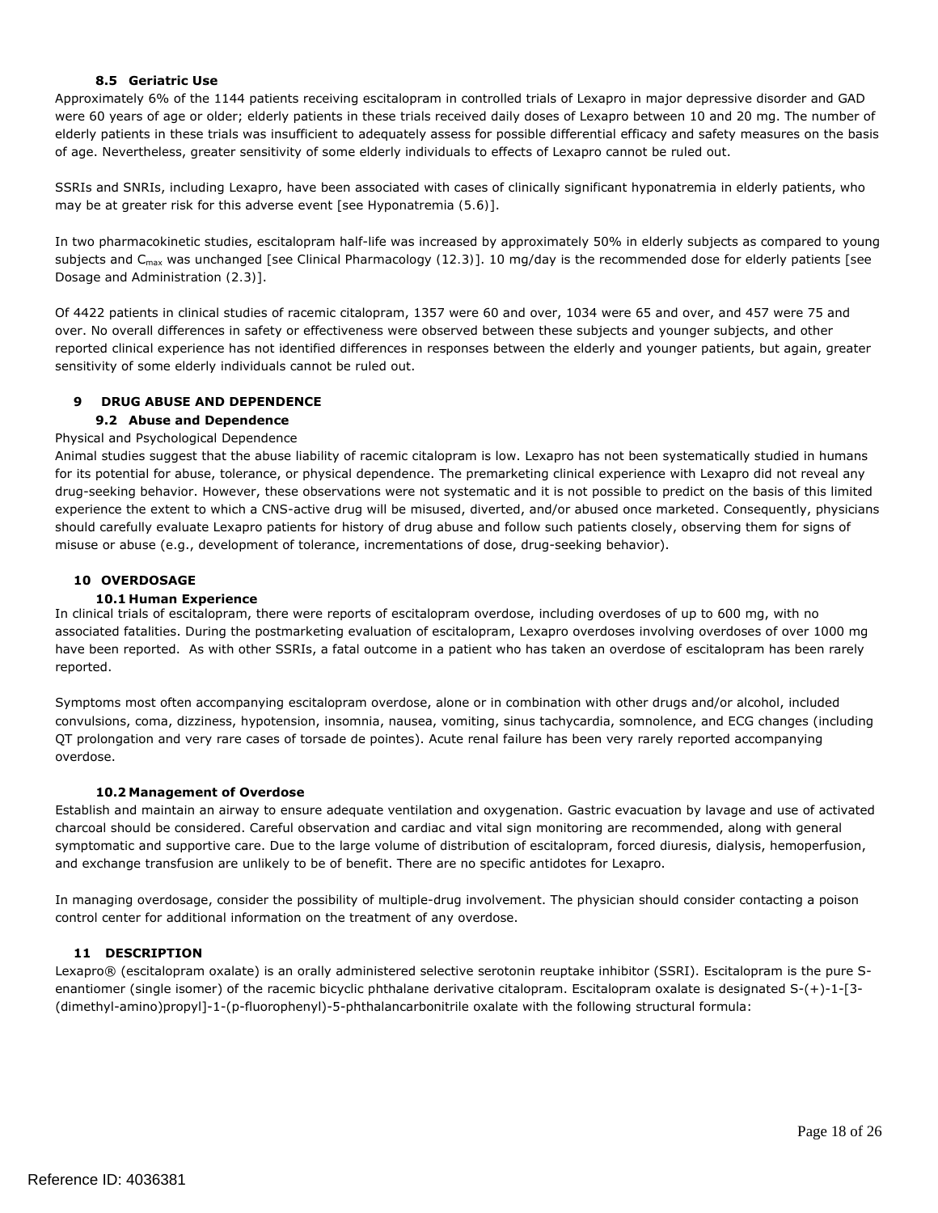### 8.5 Geriatric Use

Approximately 6% of the 1144 patients receiving escitalopram in controlled trials of Lexapro in major depressive disorder and GAD were 60 years of age or older; elderly patients in these trials received daily doses of Lexapro between 10 and 20 mg. The number of elderly patients in these trials was insufficient to adequately assess for possible differential efficacy and safety measures on the basis of age. Nevertheless, greater sensitivity of some elderly individuals to effects of Lexapro cannot be ruled out.

SSRIs and SNRIs, including Lexapro, have been associated with cases of clinically significant hyponatremia in elderly patients, who may be at greater risk for this adverse event [see Hyponatremia (5.6)].

In two pharmacokinetic studies, escitalopram half-life was increased by approximately 50% in elderly subjects as compared to young subjects and $C_{max}$ was unchanged [see Clinical Pharmacology (12.3)]. 10 mg/day is the recommended dose for elderly patients [see Dosage and Administration (2.3)].

Of 4422 patients in clinical studies of racemic citalopram, 1357 were 60 and over, 1034 were 65 and over, and 457 were 75 and over. No overall differences in safety or effectiveness were observed between these subjects and younger subjects, and other reported clinical experience has not identified differences in responses between the elderly and younger patients, but again, greater sensitivity of some elderly individuals cannot be ruled out.

## 9 DRUG ABUSE AND DEPENDENCE

### 9.2 Abuse and Dependence

Physical and Psychological Dependence

Animal studies suggest that the abuse liability of racemic citalopram is low. Lexapro has not been systematically studied in humans for its potential for abuse, tolerance, or physical dependence. The premarketing clinical experience with Lexapro did not reveal any drug-seeking behavior. However, these observations were not systematic and it is not possible to predict on the basis of this limited experience the extent to which a CNS-active drug will be misused, diverted, and/or abused once marketed. Consequently, physicians should carefully evaluate Lexapro patients for history of drug abuse and follow such patients closely, observing them for signs of misuse or abuse (e.g., development of tolerance, incrementations of dose, drug-seeking behavior).

## 10 OVERDOSAGE

### 10.1 Human Experience

In clinical trials of escitalopram, there were reports of escitalopram overdose, including overdoses of up to 600 mg, with no associated fatalities. During the postmarketing evaluation of escitalopram, Lexapro overdoses involving overdoses of over 1000 mg have been reported. As with other SSRIs, a fatal outcome in a patient who has taken an overdose of escitalopram has been rarely reported.

Symptoms most often accompanying escitalopram overdose, alone or in combination with other drugs and/or alcohol, included convulsions, coma, dizziness, hypotension, insomnia, nausea, vomiting, sinus tachycardia, somnolence, and ECG changes (including QT prolongation and very rare cases of torsade de pointes). Acute renal failure has been very rarely reported accompanying overdose.

### 10.2 Management of Overdose

Establish and maintain an airway to ensure adequate ventilation and oxygenation. Gastric evacuation by lavage and use of activated charcoal should be considered. Careful observation and cardiac and vital sign monitoring are recommended, along with general symptomatic and supportive care. Due to the large volume of distribution of escitalopram, forced diuresis, dialysis, hemoperfusion, and exchange transfusion are unlikely to be of benefit. There are no specific antidotes for Lexapro.

In managing overdosage, consider the possibility of multiple-drug involvement. The physician should consider contacting a poison control center for additional information on the treatment of any overdose.

## 11 DESCRIPTION

Lexapro® (escitalopram oxalate) is an orally administered selective serotonin reuptake inhibitor (SSRI). Escitalopram is the pure S-enantiomer (single isomer) of the racemic bicyclic phthalane derivative citalopram. Escitalopram oxalate is designated S-(+)-1-[3-(dimethyl-amino)propyl]-1-(p-fluorophenyl)-5-phthalancarbonitrile oxalate with the following structural formula:

Reference ID: 4036381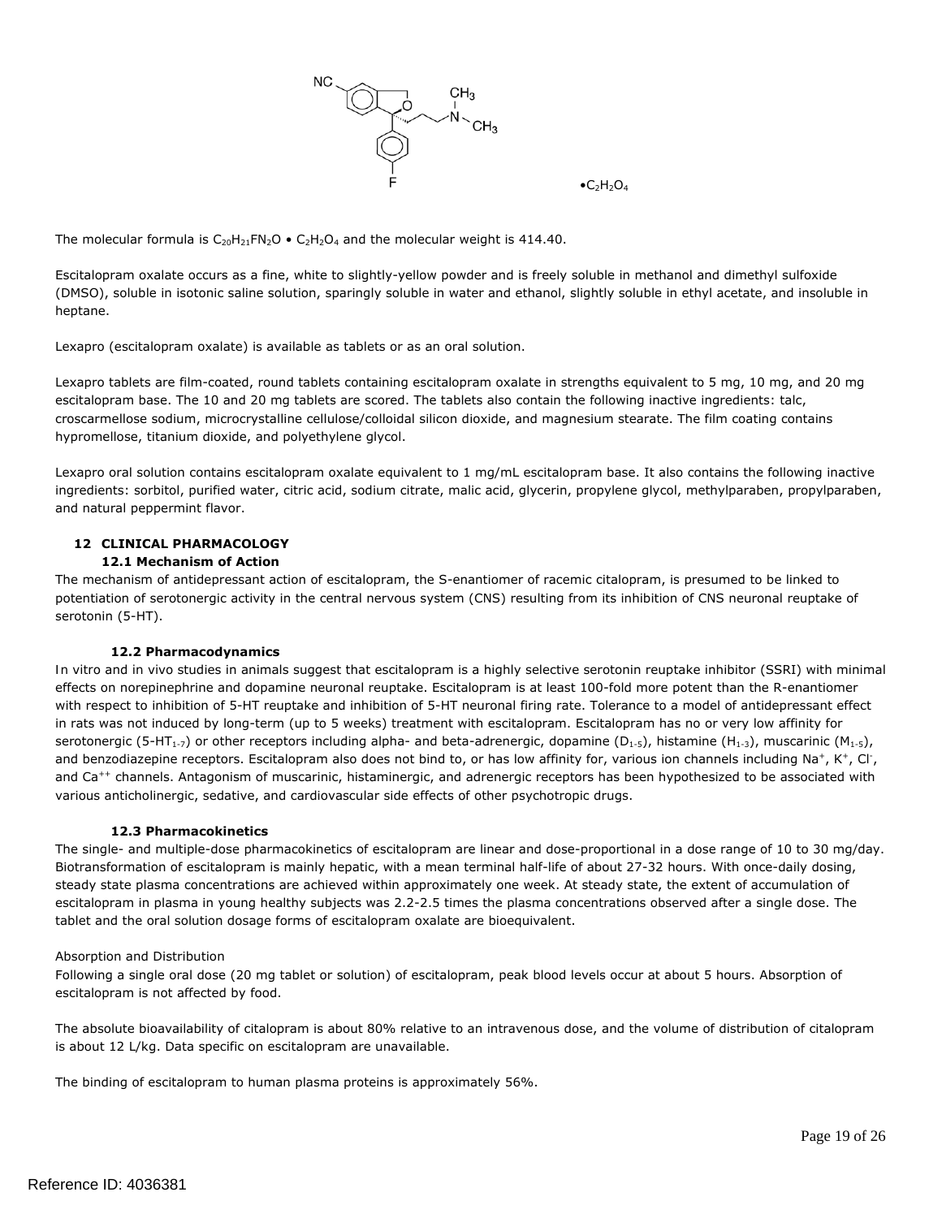$\bullet C_2H_2O_4$

The molecular formula is $C_{20}H_{21}FN_2O \bullet C_2H_2O_4$ and the molecular weight is 414.40.

Escitalopram oxalate occurs as a fine, white to slightly-yellow powder and is freely soluble in methanol and dimethyl sulfoxide (DMSO), soluble in isotonic saline solution, sparingly soluble in water and ethanol, slightly soluble in ethyl acetate, and insoluble in heptane.

Lexapro (escitalopram oxalate) is available as tablets or as an oral solution.

Lexapro tablets are film-coated, round tablets containing escitalopram oxalate in strengths equivalent to 5 mg, 10 mg, and 20 mg escitalopram base. The 10 and 20 mg tablets are scored. The tablets also contain the following inactive ingredients: talc, croscarmellose sodium, microcrystalline cellulose/colloidal silicon dioxide, and magnesium stearate. The film coating contains hypromellose, titanium dioxide, and polyethylene glycol.

Lexapro oral solution contains escitalopram oxalate equivalent to 1 mg/mL escitalopram base. It also contains the following inactive ingredients: sorbitol, purified water, citric acid, sodium citrate, malic acid, glycerin, propylene glycol, methylparaben, propylparaben, and natural peppermint flavor.

## 12 CLINICAL PHARMACOLOGY

### 12.1 Mechanism of Action

The mechanism of antidepressant action of escitalopram, the S-enantiomer of racemic citalopram, is presumed to be linked to potentiation of serotonergic activity in the central nervous system (CNS) resulting from its inhibition of CNS neuronal reuptake of serotonin (5-HT).

### 12.2 Pharmacodynamics

In vitro and in vivo studies in animals suggest that escitalopram is a highly selective serotonin reuptake inhibitor (SSRI) with minimal effects on norepinephrine and dopamine neuronal reuptake. Escitalopram is at least 100-fold more potent than the R-enantiomer with respect to inhibition of 5-HT reuptake and inhibition of 5-HT neuronal firing rate. Tolerance to a model of antidepressant effect in rats was not induced by long-term (up to 5 weeks) treatment with escitalopram. Escitalopram has no or very low affinity for serotonergic ($5\text{-}HT_{1\text{-}7}$) or other receptors including alpha- and beta-adrenergic, dopamine ($D_{1\text{-}5}$), histamine ($H_{1\text{-}3}$), muscarinic ($M_{1\text{-}5}$), and benzodiazepine receptors. Escitalopram also does not bind to, or has low affinity for, various ion channels including $Na^+$, $K^+$, $Cl^-$, and $Ca^{++}$ channels. Antagonism of muscarinic, histaminergic, and adrenergic receptors has been hypothesized to be associated with various anticholinergic, sedative, and cardiovascular side effects of other psychotropic drugs.

### 12.3 Pharmacokinetics

The single- and multiple-dose pharmacokinetics of escitalopram are linear and dose-proportional in a dose range of 10 to 30 mg/day. Biotransformation of escitalopram is mainly hepatic, with a mean terminal half-life of about 27-32 hours. With once-daily dosing, steady state plasma concentrations are achieved within approximately one week. At steady state, the extent of accumulation of escitalopram in plasma in young healthy subjects was 2.2-2.5 times the plasma concentrations observed after a single dose. The tablet and the oral solution dosage forms of escitalopram oxalate are bioequivalent.

Absorption and Distribution

Following a single oral dose (20 mg tablet or solution) of escitalopram, peak blood levels occur at about 5 hours. Absorption of escitalopram is not affected by food.

The absolute bioavailability of citalopram is about 80% relative to an intravenous dose, and the volume of distribution of citalopram is about 12 L/kg. Data specific on escitalopram are unavailable.

The binding of escitalopram to human plasma proteins is approximately 56%.

Reference ID: 4036381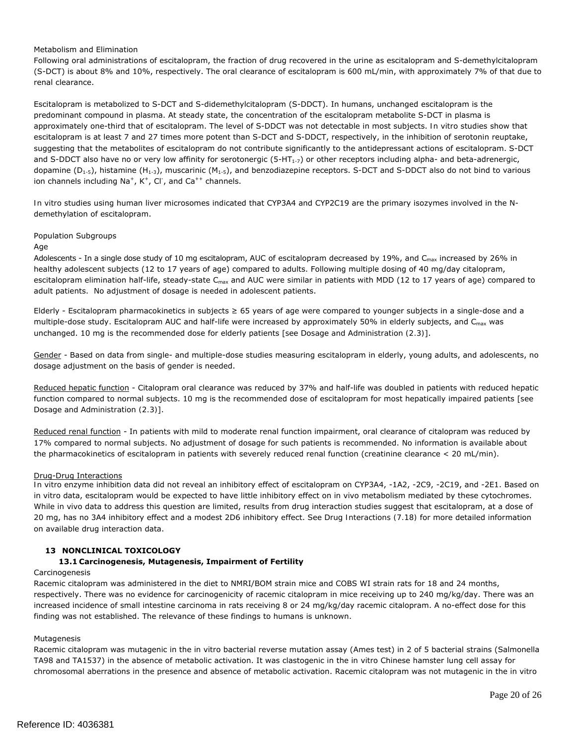Metabolism and Elimination

Following oral administrations of escitalopram, the fraction of drug recovered in the urine as escitalopram and S-demethylcitalopram (S-DCT) is about 8% and 10%, respectively. The oral clearance of escitalopram is 600 mL/min, with approximately 7% of that due to renal clearance.

Escitalopram is metabolized to S-DCT and S-didemethylcitalopram (S-DDCT). In humans, unchanged escitalopram is the predominant compound in plasma. At steady state, the concentration of the escitalopram metabolite S-DCT in plasma is approximately one-third that of escitalopram. The level of S-DDCT was not detectable in most subjects. In vitro studies show that escitalopram is at least 7 and 27 times more potent than S-DCT and S-DDCT, respectively, in the inhibition of serotonin reuptake, suggesting that the metabolites of escitalopram do not contribute significantly to the antidepressant actions of escitalopram. S-DCT and S-DDCT also have no or very low affinity for serotonergic ($5\text{-}HT_{1\text{-}7}$) or other receptors including alpha- and beta-adrenergic, dopamine ($D_{1\text{-}5}$), histamine ($H_{1\text{-}3}$), muscarinic ($M_{1\text{-}5}$), and benzodiazepine receptors. S-DCT and S-DDCT also do not bind to various ion channels including $Na^+$, $K^+$, $Cl^-$, and $Ca^{++}$ channels.

In vitro studies using human liver microsomes indicated that CYP3A4 and CYP2C19 are the primary isozymes involved in the N-demethylation of escitalopram.

Population Subgroups

Age

Adolescents - In a single dose study of 10 mg escitalopram, AUC of escitalopram decreased by 19%, and $C_{max}$ increased by 26% in healthy adolescent subjects (12 to 17 years of age) compared to adults. Following multiple dosing of 40 mg/day citalopram, escitalopram elimination half-life, steady-state $C_{max}$ and AUC were similar in patients with MDD (12 to 17 years of age) compared to adult patients. No adjustment of dosage is needed in adolescent patients.

Elderly - Escitalopram pharmacokinetics in subjects ≥ 65 years of age were compared to younger subjects in a single-dose and a multiple-dose study. Escitalopram AUC and half-life were increased by approximately 50% in elderly subjects, and $C_{max}$ was unchanged. 10 mg is the recommended dose for elderly patients [see Dosage and Administration (2.3)].

Gender - Based on data from single- and multiple-dose studies measuring escitalopram in elderly, young adults, and adolescents, no dosage adjustment on the basis of gender is needed.

Reduced hepatic function - Citalopram oral clearance was reduced by 37% and half-life was doubled in patients with reduced hepatic function compared to normal subjects. 10 mg is the recommended dose of escitalopram for most hepatically impaired patients [see Dosage and Administration (2.3)].

Reduced renal function - In patients with mild to moderate renal function impairment, oral clearance of citalopram was reduced by 17% compared to normal subjects. No adjustment of dosage for such patients is recommended. No information is available about the pharmacokinetics of escitalopram in patients with severely reduced renal function (creatinine clearance < 20 mL/min).

Drug-Drug Interactions

In vitro enzyme inhibition data did not reveal an inhibitory effect of escitalopram on CYP3A4, -1A2, -2C9, -2C19, and -2E1. Based on in vitro data, escitalopram would be expected to have little inhibitory effect on in vivo metabolism mediated by these cytochromes. While in vivo data to address this question are limited, results from drug interaction studies suggest that escitalopram, at a dose of 20 mg, has no 3A4 inhibitory effect and a modest 2D6 inhibitory effect. See Drug Interactions (7.18) for more detailed information on available drug interaction data.

## 13 NONCLINICAL TOXICOLOGY

### 13.1 Carcinogenesis, Mutagenesis, Impairment of Fertility

Carcinogenesis

Racemic citalopram was administered in the diet to NMRI/BOM strain mice and COBS WI strain rats for 18 and 24 months, respectively. There was no evidence for carcinogenicity of racemic citalopram in mice receiving up to 240 mg/kg/day. There was an increased incidence of small intestine carcinoma in rats receiving 8 or 24 mg/kg/day racemic citalopram. A no-effect dose for this finding was not established. The relevance of these findings to humans is unknown.

Mutagenesis

Racemic citalopram was mutagenic in the in vitro bacterial reverse mutation assay (Ames test) in 2 of 5 bacterial strains (Salmonella TA98 and TA1537) in the absence of metabolic activation. It was clastogenic in the in vitro Chinese hamster lung cell assay for chromosomal aberrations in the presence and absence of metabolic activation. Racemic citalopram was not mutagenic in the in vitro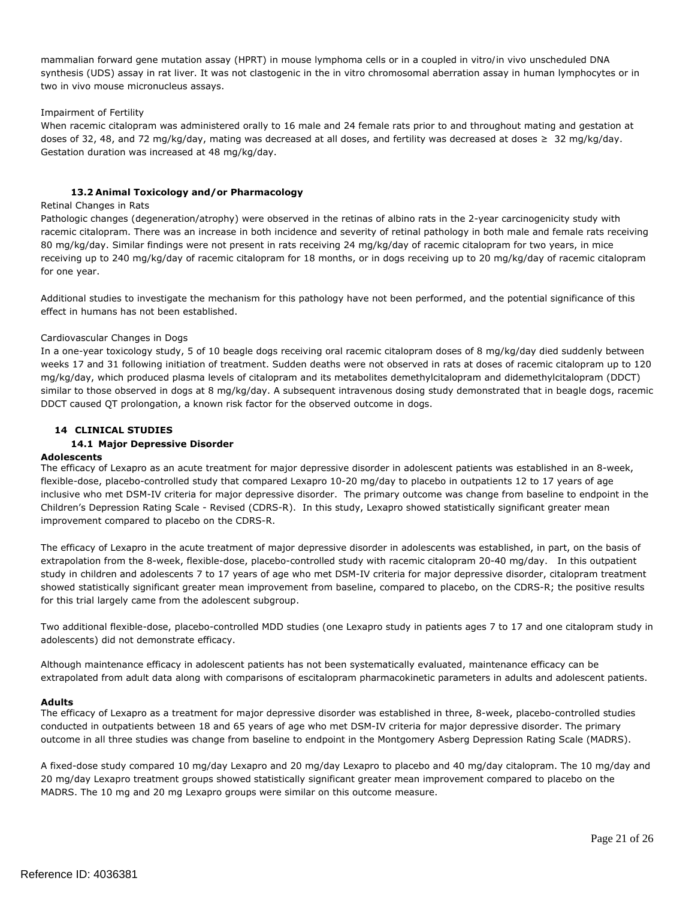mammalian forward gene mutation assay (HPRT) in mouse lymphoma cells or in a coupled in vitro/in vivo unscheduled DNA synthesis (UDS) assay in rat liver. It was not clastogenic in the in vitro chromosomal aberration assay in human lymphocytes or in two in vivo mouse micronucleus assays.

Impairment of Fertility

When racemic citalopram was administered orally to 16 male and 24 female rats prior to and throughout mating and gestation at doses of 32, 48, and 72 mg/kg/day, mating was decreased at all doses, and fertility was decreased at doses ≥ 32 mg/kg/day. Gestation duration was increased at 48 mg/kg/day.

### 13.2 Animal Toxicology and/or Pharmacology

Retinal Changes in Rats

Pathologic changes (degeneration/atrophy) were observed in the retinas of albino rats in the 2-year carcinogenicity study with racemic citalopram. There was an increase in both incidence and severity of retinal pathology in both male and female rats receiving 80 mg/kg/day. Similar findings were not present in rats receiving 24 mg/kg/day of racemic citalopram for two years, in mice receiving up to 240 mg/kg/day of racemic citalopram for 18 months, or in dogs receiving up to 20 mg/kg/day of racemic citalopram for one year.

Additional studies to investigate the mechanism for this pathology have not been performed, and the potential significance of this effect in humans has not been established.

Cardiovascular Changes in Dogs

In a one-year toxicology study, 5 of 10 beagle dogs receiving oral racemic citalopram doses of 8 mg/kg/day died suddenly between weeks 17 and 31 following initiation of treatment. Sudden deaths were not observed in rats at doses of racemic citalopram up to 120 mg/kg/day, which produced plasma levels of citalopram and its metabolites demethylcitalopram and didemethylcitalopram (DDCT) similar to those observed in dogs at 8 mg/kg/day. A subsequent intravenous dosing study demonstrated that in beagle dogs, racemic DDCT caused QT prolongation, a known risk factor for the observed outcome in dogs.

## 14 CLINICAL STUDIES

### 14.1 Major Depressive Disorder

**Adolescents**

The efficacy of Lexapro as an acute treatment for major depressive disorder in adolescent patients was established in an 8-week, flexible-dose, placebo-controlled study that compared Lexapro 10-20 mg/day to placebo in outpatients 12 to 17 years of age inclusive who met DSM-IV criteria for major depressive disorder. The primary outcome was change from baseline to endpoint in the Children's Depression Rating Scale - Revised (CDRS-R). In this study, Lexapro showed statistically significant greater mean improvement compared to placebo on the CDRS-R.

The efficacy of Lexapro in the acute treatment of major depressive disorder in adolescents was established, in part, on the basis of extrapolation from the 8-week, flexible-dose, placebo-controlled study with racemic citalopram 20-40 mg/day. In this outpatient study in children and adolescents 7 to 17 years of age who met DSM-IV criteria for major depressive disorder, citalopram treatment showed statistically significant greater mean improvement from baseline, compared to placebo, on the CDRS-R; the positive results for this trial largely came from the adolescent subgroup.

Two additional flexible-dose, placebo-controlled MDD studies (one Lexapro study in patients ages 7 to 17 and one citalopram study in adolescents) did not demonstrate efficacy.

Although maintenance efficacy in adolescent patients has not been systematically evaluated, maintenance efficacy can be extrapolated from adult data along with comparisons of escitalopram pharmacokinetic parameters in adults and adolescent patients.

**Adults**

The efficacy of Lexapro as a treatment for major depressive disorder was established in three, 8-week, placebo-controlled studies conducted in outpatients between 18 and 65 years of age who met DSM-IV criteria for major depressive disorder. The primary outcome in all three studies was change from baseline to endpoint in the Montgomery Asberg Depression Rating Scale (MADRS).

A fixed-dose study compared 10 mg/day Lexapro and 20 mg/day Lexapro to placebo and 40 mg/day citalopram. The 10 mg/day and 20 mg/day Lexapro treatment groups showed statistically significant greater mean improvement compared to placebo on the MADRS. The 10 mg and 20 mg Lexapro groups were similar on this outcome measure.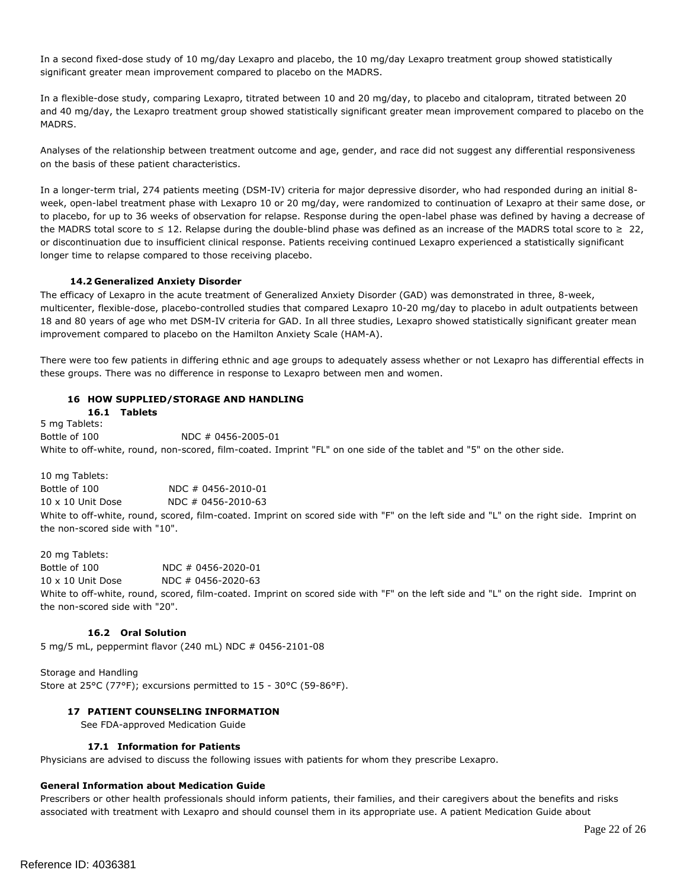In a second fixed-dose study of 10 mg/day Lexapro and placebo, the 10 mg/day Lexapro treatment group showed statistically significant greater mean improvement compared to placebo on the MADRS.

In a flexible-dose study, comparing Lexapro, titrated between 10 and 20 mg/day, to placebo and citalopram, titrated between 20 and 40 mg/day, the Lexapro treatment group showed statistically significant greater mean improvement compared to placebo on the MADRS.

Analyses of the relationship between treatment outcome and age, gender, and race did not suggest any differential responsiveness on the basis of these patient characteristics.

In a longer-term trial, 274 patients meeting (DSM-IV) criteria for major depressive disorder, who had responded during an initial 8-week, open-label treatment phase with Lexapro 10 or 20 mg/day, were randomized to continuation of Lexapro at their same dose, or to placebo, for up to 36 weeks of observation for relapse. Response during the open-label phase was defined by having a decrease of the MADRS total score to ≤ 12. Relapse during the double-blind phase was defined as an increase of the MADRS total score to ≥ 22, or discontinuation due to insufficient clinical response. Patients receiving continued Lexapro experienced a statistically significant longer time to relapse compared to those receiving placebo.

### 14.2 Generalized Anxiety Disorder

The efficacy of Lexapro in the acute treatment of Generalized Anxiety Disorder (GAD) was demonstrated in three, 8-week, multicenter, flexible-dose, placebo-controlled studies that compared Lexapro 10-20 mg/day to placebo in adult outpatients between 18 and 80 years of age who met DSM-IV criteria for GAD. In all three studies, Lexapro showed statistically significant greater mean improvement compared to placebo on the Hamilton Anxiety Scale (HAM-A).

There were too few patients in differing ethnic and age groups to adequately assess whether or not Lexapro has differential effects in these groups. There was no difference in response to Lexapro between men and women.

## 16 HOW SUPPLIED/STORAGE AND HANDLING

### 16.1 Tablets

5 mg Tablets:
Bottle of 100 NDC # 0456-2005-01
White to off-white, round, non-scored, film-coated. Imprint "FL" on one side of the tablet and "5" on the other side.

10 mg Tablets:
Bottle of 100 NDC # 0456-2010-01
10 x 10 Unit Dose NDC # 0456-2010-63
White to off-white, round, scored, film-coated. Imprint on scored side with "F" on the left side and "L" on the right side. Imprint on the non-scored side with "10".

20 mg Tablets:
Bottle of 100 NDC # 0456-2020-01
10 x 10 Unit Dose NDC # 0456-2020-63
White to off-white, round, scored, film-coated. Imprint on scored side with "F" on the left side and "L" on the right side. Imprint on the non-scored side with "20".

### 16.2 Oral Solution

5 mg/5 mL, peppermint flavor (240 mL) NDC # 0456-2101-08

Storage and Handling
Store at 25°C (77°F); excursions permitted to 15 - 30°C (59-86°F).

## 17 PATIENT COUNSELING INFORMATION

See FDA-approved Medication Guide

### 17.1 Information for Patients

Physicians are advised to discuss the following issues with patients for whom they prescribe Lexapro.

**General Information about Medication Guide**

Prescribers or other health professionals should inform patients, their families, and their caregivers about the benefits and risks associated with treatment with Lexapro and should counsel them in its appropriate use. A patient Medication Guide about

Reference ID: 4036381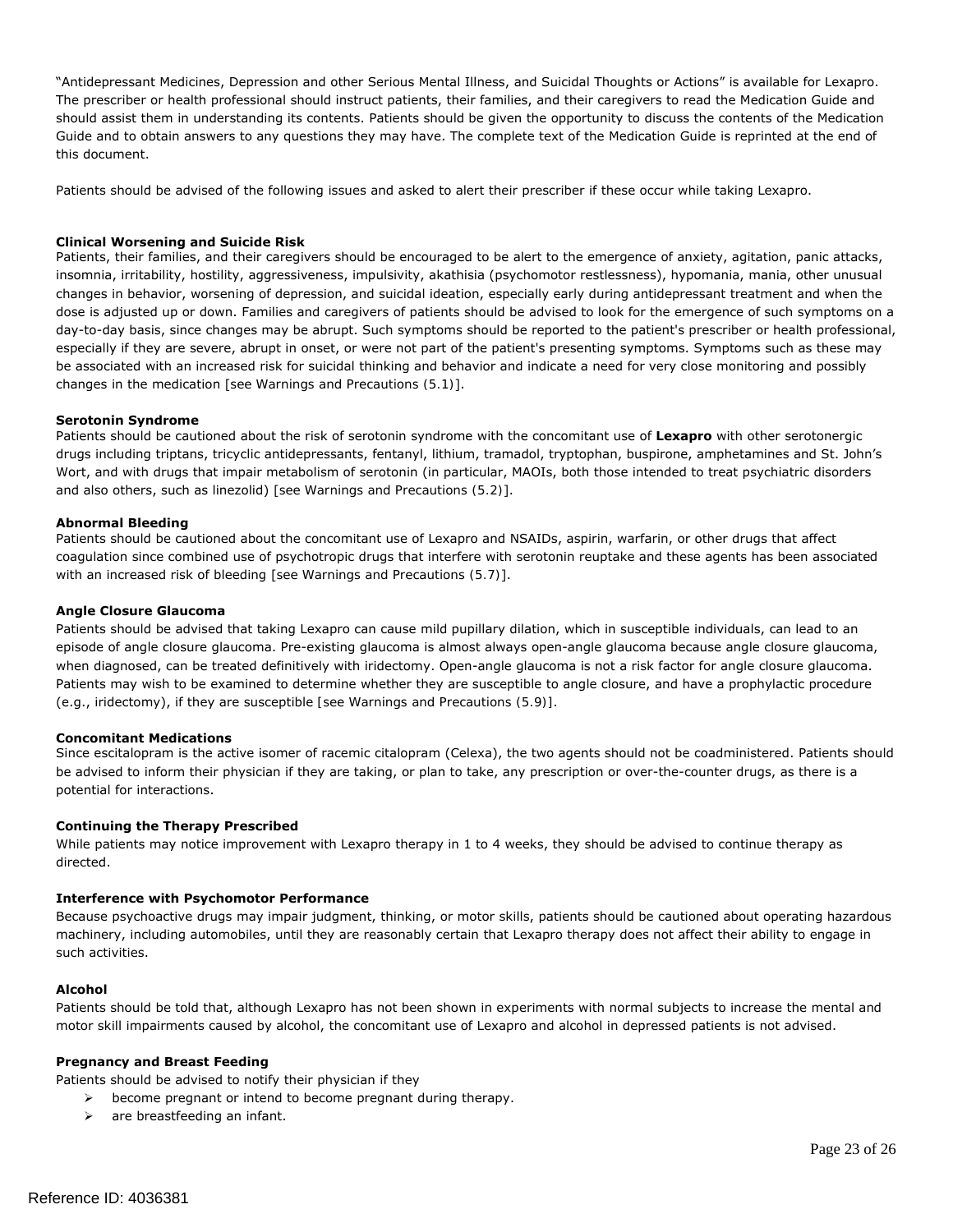"Antidepressant Medicines, Depression and other Serious Mental Illness, and Suicidal Thoughts or Actions" is available for Lexapro. The prescriber or health professional should instruct patients, their families, and their caregivers to read the Medication Guide and should assist them in understanding its contents. Patients should be given the opportunity to discuss the contents of the Medication Guide and to obtain answers to any questions they may have. The complete text of the Medication Guide is reprinted at the end of this document.

Patients should be advised of the following issues and asked to alert their prescriber if these occur while taking Lexapro.

**Clinical Worsening and Suicide Risk**

Patients, their families, and their caregivers should be encouraged to be alert to the emergence of anxiety, agitation, panic attacks, insomnia, irritability, hostility, aggressiveness, impulsivity, akathisia (psychomotor restlessness), hypomania, mania, other unusual changes in behavior, worsening of depression, and suicidal ideation, especially early during antidepressant treatment and when the dose is adjusted up or down. Families and caregivers of patients should be advised to look for the emergence of such symptoms on a day-to-day basis, since changes may be abrupt. Such symptoms should be reported to the patient's prescriber or health professional, especially if they are severe, abrupt in onset, or were not part of the patient's presenting symptoms. Symptoms such as these may be associated with an increased risk for suicidal thinking and behavior and indicate a need for very close monitoring and possibly changes in the medication [see Warnings and Precautions (5.1)].

**Serotonin Syndrome**

Patients should be cautioned about the risk of serotonin syndrome with the concomitant use of **Lexapro** with other serotonergic drugs including triptans, tricyclic antidepressants, fentanyl, lithium, tramadol, tryptophan, buspirone, amphetamines and St. John's Wort, and with drugs that impair metabolism of serotonin (in particular, MAOIs, both those intended to treat psychiatric disorders and also others, such as linezolid) [see Warnings and Precautions (5.2)].

**Abnormal Bleeding**

Patients should be cautioned about the concomitant use of Lexapro and NSAIDs, aspirin, warfarin, or other drugs that affect coagulation since combined use of psychotropic drugs that interfere with serotonin reuptake and these agents has been associated with an increased risk of bleeding [see Warnings and Precautions (5.7)].

**Angle Closure Glaucoma**

Patients should be advised that taking Lexapro can cause mild pupillary dilation, which in susceptible individuals, can lead to an episode of angle closure glaucoma. Pre-existing glaucoma is almost always open-angle glaucoma because angle closure glaucoma, when diagnosed, can be treated definitively with iridectomy. Open-angle glaucoma is not a risk factor for angle closure glaucoma. Patients may wish to be examined to determine whether they are susceptible to angle closure, and have a prophylactic procedure (e.g., iridectomy), if they are susceptible [see Warnings and Precautions (5.9)].

**Concomitant Medications**

Since escitalopram is the active isomer of racemic citalopram (Celexa), the two agents should not be coadministered. Patients should be advised to inform their physician if they are taking, or plan to take, any prescription or over-the-counter drugs, as there is a potential for interactions.

**Continuing the Therapy Prescribed**

While patients may notice improvement with Lexapro therapy in 1 to 4 weeks, they should be advised to continue therapy as directed.

**Interference with Psychomotor Performance**

Because psychoactive drugs may impair judgment, thinking, or motor skills, patients should be cautioned about operating hazardous machinery, including automobiles, until they are reasonably certain that Lexapro therapy does not affect their ability to engage in such activities.

**Alcohol**

Patients should be told that, although Lexapro has not been shown in experiments with normal subjects to increase the mental and motor skill impairments caused by alcohol, the concomitant use of Lexapro and alcohol in depressed patients is not advised.

**Pregnancy and Breast Feeding**

Patients should be advised to notify their physician if they

- become pregnant or intend to become pregnant during therapy.
- are breastfeeding an infant.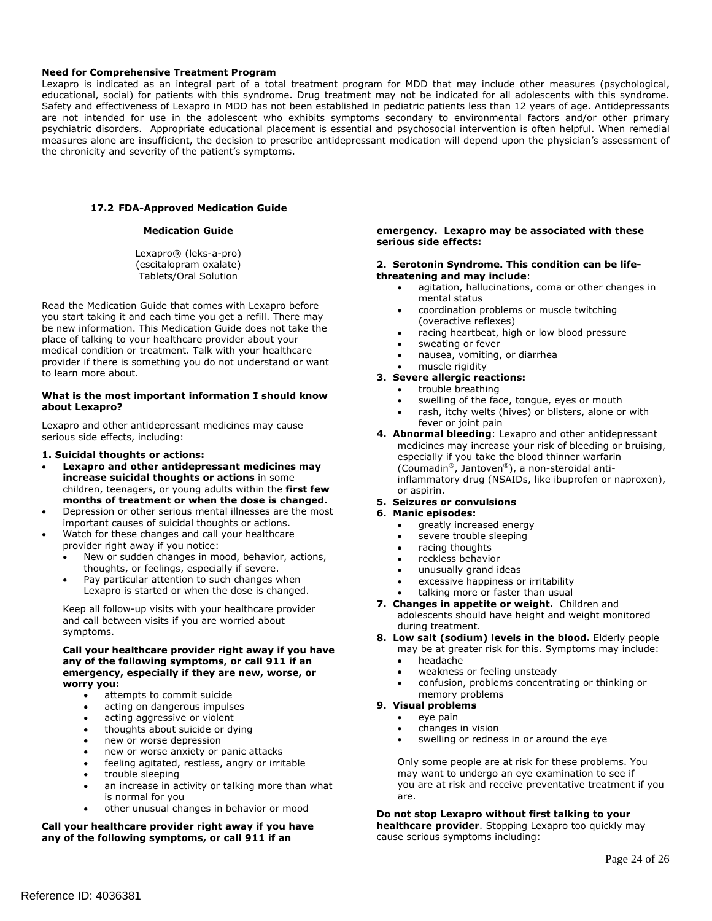**Need for Comprehensive Treatment Program**

Lexapro is indicated as an integral part of a total treatment program for MDD that may include other measures (psychological, educational, social) for patients with this syndrome. Drug treatment may not be indicated for all adolescents with this syndrome. Safety and effectiveness of Lexapro in MDD has not been established in pediatric patients less than 12 years of age. Antidepressants are not intended for use in the adolescent who exhibits symptoms secondary to environmental factors and/or other primary psychiatric disorders. Appropriate educational placement is essential and psychosocial intervention is often helpful. When remedial measures alone are insufficient, the decision to prescribe antidepressant medication will depend upon the physician's assessment of the chronicity and severity of the patient's symptoms.

### 17.2 FDA-Approved Medication Guide

**Medication Guide**

Lexapro® (leks-a-pro)
(escitalopram oxalate)
Tablets/Oral Solution

Read the Medication Guide that comes with Lexapro before you start taking it and each time you get a refill. There may be new information. This Medication Guide does not take the place of talking to your healthcare provider about your medical condition or treatment. Talk with your healthcare provider if there is something you do not understand or want to learn more about.

**What is the most important information I should know about Lexapro?**

Lexapro and other antidepressant medicines may cause serious side effects, including:

**1. Suicidal thoughts or actions:**

- **Lexapro and other antidepressant medicines may increase suicidal thoughts or actions** in some children, teenagers, or young adults within the **first few months of treatment or when the dose is changed.**
- Depression or other serious mental illnesses are the most important causes of suicidal thoughts or actions.
- Watch for these changes and call your healthcare provider right away if you notice:
  - New or sudden changes in mood, behavior, actions, thoughts, or feelings, especially if severe.
  - Pay particular attention to such changes when Lexapro is started or when the dose is changed.

  Keep all follow-up visits with your healthcare provider and call between visits if you are worried about symptoms.

  **Call your healthcare provider right away if you have any of the following symptoms, or call 911 if an emergency, especially if they are new, worse, or worry you:**

  - attempts to commit suicide
  - acting on dangerous impulses
  - acting aggressive or violent
  - thoughts about suicide or dying
  - new or worse depression
  - new or worse anxiety or panic attacks
  - feeling agitated, restless, angry or irritable
  - trouble sleeping
  - an increase in activity or talking more than what is normal for you
  - other unusual changes in behavior or mood

**Call your healthcare provider right away if you have any of the following symptoms, or call 911 if an emergency. Lexapro may be associated with these serious side effects:**

**2. Serotonin Syndrome. This condition can be life-threatening and may include**:

- agitation, hallucinations, coma or other changes in mental status
- coordination problems or muscle twitching (overactive reflexes)
- racing heartbeat, high or low blood pressure
- sweating or fever
- nausea, vomiting, or diarrhea
- muscle rigidity

**3. Severe allergic reactions:**

- trouble breathing
- swelling of the face, tongue, eyes or mouth
- rash, itchy welts (hives) or blisters, alone or with fever or joint pain

**4. Abnormal bleeding**: Lexapro and other antidepressant medicines may increase your risk of bleeding or bruising, especially if you take the blood thinner warfarin (Coumadin®, Jantoven®), a non-steroidal anti-inflammatory drug (NSAIDs, like ibuprofen or naproxen), or aspirin.

**5. Seizures or convulsions**

**6. Manic episodes:**

- greatly increased energy
- severe trouble sleeping
- racing thoughts
- reckless behavior
- unusually grand ideas
- excessive happiness or irritability
- talking more or faster than usual

**7. Changes in appetite or weight.** Children and adolescents should have height and weight monitored during treatment.

**8. Low salt (sodium) levels in the blood.** Elderly people may be at greater risk for this. Symptoms may include:

- headache
- weakness or feeling unsteady
- confusion, problems concentrating or thinking or memory problems

**9. Visual problems**

- eye pain
- changes in vision
- swelling or redness in or around the eye

Only some people are at risk for these problems. You may want to undergo an eye examination to see if you are at risk and receive preventative treatment if you are.

**Do not stop Lexapro without first talking to your healthcare provider**. Stopping Lexapro too quickly may cause serious symptoms including:

Reference ID: 4036381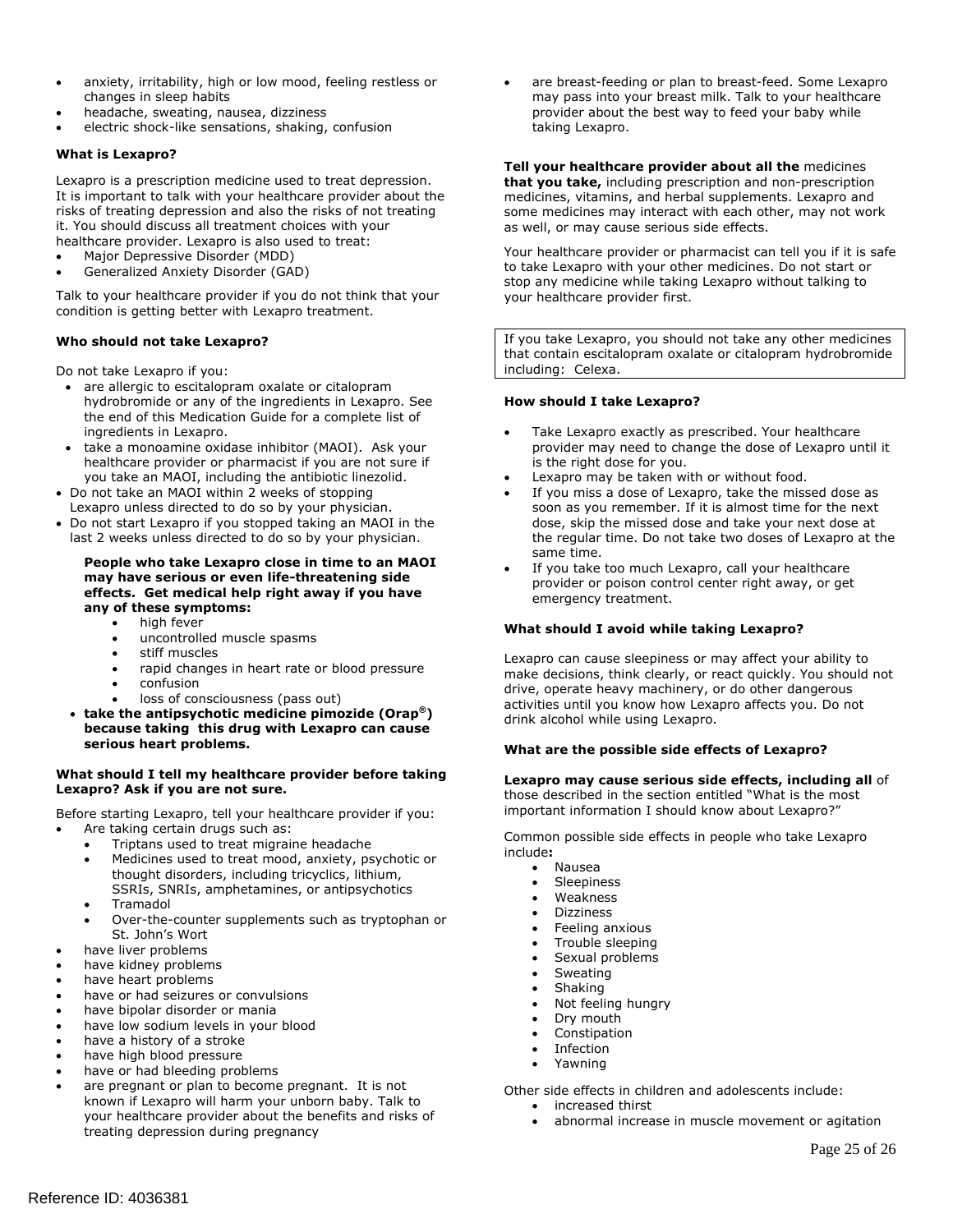- anxiety, irritability, high or low mood, feeling restless or changes in sleep habits
- headache, sweating, nausea, dizziness
- electric shock-like sensations, shaking, confusion

**What is Lexapro?**

Lexapro is a prescription medicine used to treat depression. It is important to talk with your healthcare provider about the risks of treating depression and also the risks of not treating it. You should discuss all treatment choices with your healthcare provider. Lexapro is also used to treat:

- Major Depressive Disorder (MDD)
- Generalized Anxiety Disorder (GAD)

Talk to your healthcare provider if you do not think that your condition is getting better with Lexapro treatment.

**Who should not take Lexapro?**

Do not take Lexapro if you:

- are allergic to escitalopram oxalate or citalopram hydrobromide or any of the ingredients in Lexapro. See the end of this Medication Guide for a complete list of ingredients in Lexapro.
- take a monoamine oxidase inhibitor (MAOI). Ask your healthcare provider or pharmacist if you are not sure if you take an MAOI, including the antibiotic linezolid.
- Do not take an MAOI within 2 weeks of stopping Lexapro unless directed to do so by your physician.
- Do not start Lexapro if you stopped taking an MAOI in the last 2 weeks unless directed to do so by your physician.

  **People who take Lexapro close in time to an MAOI may have serious or even life-threatening side effects. Get medical help right away if you have any of these symptoms:**
  - high fever
  - uncontrolled muscle spasms
  - stiff muscles
  - rapid changes in heart rate or blood pressure
  - confusion
  - loss of consciousness (pass out)
- **take the antipsychotic medicine pimozide (Orap®) because taking this drug with Lexapro can cause serious heart problems.**

**What should I tell my healthcare provider before taking Lexapro? Ask if you are not sure.**

Before starting Lexapro, tell your healthcare provider if you:

- Are taking certain drugs such as:
  - Triptans used to treat migraine headache
  - Medicines used to treat mood, anxiety, psychotic or thought disorders, including tricyclics, lithium, SSRIs, SNRIs, amphetamines, or antipsychotics
  - Tramadol
  - Over-the-counter supplements such as tryptophan or St. John's Wort
- have liver problems
- have kidney problems
- have heart problems
- have or had seizures or convulsions
- have bipolar disorder or mania
- have low sodium levels in your blood
- have a history of a stroke
- have high blood pressure
- have or had bleeding problems
- are pregnant or plan to become pregnant. It is not known if Lexapro will harm your unborn baby. Talk to your healthcare provider about the benefits and risks of treating depression during pregnancy
- are breast-feeding or plan to breast-feed. Some Lexapro may pass into your breast milk. Talk to your healthcare provider about the best way to feed your baby while taking Lexapro.

**Tell your healthcare provider about all the** medicines **that you take,** including prescription and non-prescription medicines, vitamins, and herbal supplements. Lexapro and some medicines may interact with each other, may not work as well, or may cause serious side effects.

Your healthcare provider or pharmacist can tell you if it is safe to take Lexapro with your other medicines. Do not start or stop any medicine while taking Lexapro without talking to your healthcare provider first.

If you take Lexapro, you should not take any other medicines that contain escitalopram oxalate or citalopram hydrobromide including: Celexa.

**How should I take Lexapro?**

- Take Lexapro exactly as prescribed. Your healthcare provider may need to change the dose of Lexapro until it is the right dose for you.
- Lexapro may be taken with or without food.
- If you miss a dose of Lexapro, take the missed dose as soon as you remember. If it is almost time for the next dose, skip the missed dose and take your next dose at the regular time. Do not take two doses of Lexapro at the same time.
- If you take too much Lexapro, call your healthcare provider or poison control center right away, or get emergency treatment.

**What should I avoid while taking Lexapro?**

Lexapro can cause sleepiness or may affect your ability to make decisions, think clearly, or react quickly. You should not drive, operate heavy machinery, or do other dangerous activities until you know how Lexapro affects you. Do not drink alcohol while using Lexapro.

**What are the possible side effects of Lexapro?**

**Lexapro may cause serious side effects, including all** of those described in the section entitled "What is the most important information I should know about Lexapro?"

Common possible side effects in people who take Lexapro include**:**

- Nausea
- Sleepiness
- Weakness
- Dizziness
- Feeling anxious
- Trouble sleeping
- Sexual problems
- Sweating
- Shaking
- Not feeling hungry
- Dry mouth
- Constipation
- Infection
- Yawning

Other side effects in children and adolescents include:

- increased thirst
- abnormal increase in muscle movement or agitation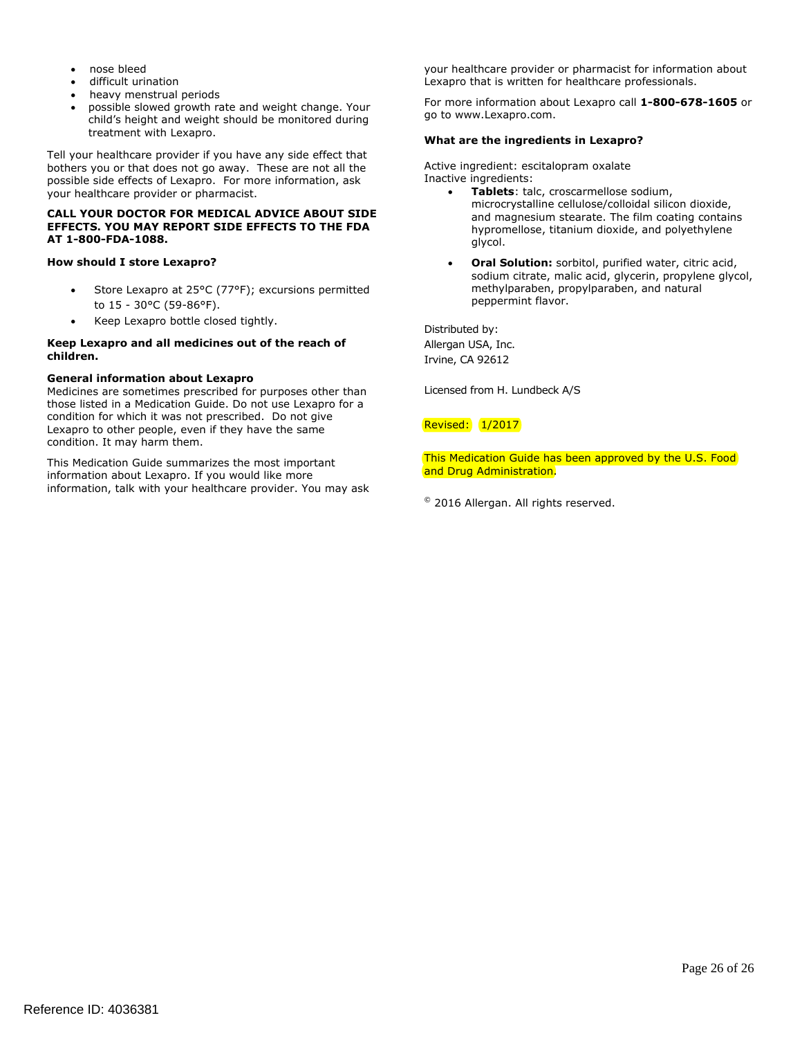- nose bleed
- difficult urination
- heavy menstrual periods
- possible slowed growth rate and weight change. Your child's height and weight should be monitored during treatment with Lexapro.

Tell your healthcare provider if you have any side effect that bothers you or that does not go away. These are not all the possible side effects of Lexapro. For more information, ask your healthcare provider or pharmacist.

**CALL YOUR DOCTOR FOR MEDICAL ADVICE ABOUT SIDE EFFECTS. YOU MAY REPORT SIDE EFFECTS TO THE FDA AT 1-800-FDA-1088.**

**How should I store Lexapro?**

- Store Lexapro at 25°C (77°F); excursions permitted to 15 - 30°C (59-86°F).
- Keep Lexapro bottle closed tightly.

**Keep Lexapro and all medicines out of the reach of children.**

**General information about Lexapro**

Medicines are sometimes prescribed for purposes other than those listed in a Medication Guide. Do not use Lexapro for a condition for which it was not prescribed. Do not give Lexapro to other people, even if they have the same condition. It may harm them.

This Medication Guide summarizes the most important information about Lexapro. If you would like more information, talk with your healthcare provider. You may ask your healthcare provider or pharmacist for information about Lexapro that is written for healthcare professionals.

For more information about Lexapro call **1-800-678-1605** or go to www.Lexapro.com.

**What are the ingredients in Lexapro?**

Active ingredient: escitalopram oxalate

Inactive ingredients:

- **Tablets**: talc, croscarmellose sodium, microcrystalline cellulose/colloidal silicon dioxide, and magnesium stearate. The film coating contains hypromellose, titanium dioxide, and polyethylene glycol.
- **Oral Solution:** sorbitol, purified water, citric acid, sodium citrate, malic acid, glycerin, propylene glycol, methylparaben, propylparaben, and natural peppermint flavor.

Distributed by:
Allergan USA, Inc.
Irvine, CA 92612

Licensed from H. Lundbeck A/S

Revised: 1/2017

This Medication Guide has been approved by the U.S. Food and Drug Administration.

© 2016 Allergan. All rights reserved.

Reference ID: 4036381